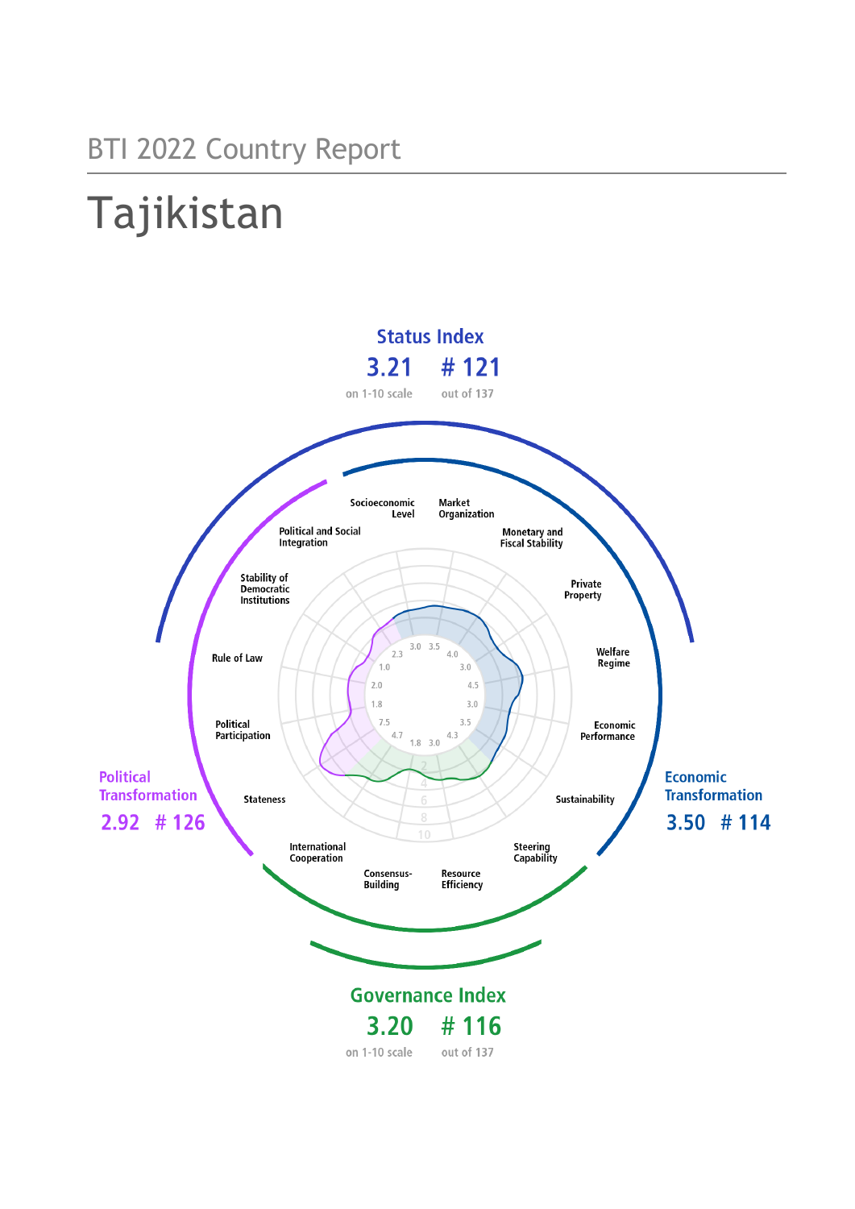BTI 2022 Country Report

# Tajikistan

**Status Index**

**3.21** on 1-10 scale

**# 121** out of 137

**Political Transformation**

**2.92 # 126**

**Economic Transformation**

**3.50 # 114**

**Governance Index**

**3.20** on 1-10 scale

**# 116** out of 137

| Criterion | Score |
|---|---|
| Socioeconomic Level | 3.0 |
| Market Organization | 3.5 |
| Monetary and Fiscal Stability | 4.0 |
| Private Property | 3.0 |
| Welfare Regime | 4.5 |
| Economic Performance | 3.0 |
| Sustainability | 3.5 |
| Steering Capability | 4.3 |
| Resource Efficiency | 3.0 |
| Consensus-Building | 1.8 |
| International Cooperation | 4.7 |
| Stateness | 7.5 |
| Political Participation | 1.8 |
| Rule of Law | 2.0 |
| Stability of Democratic Institutions | 1.0 |
| Political and Social Integration | 2.3 |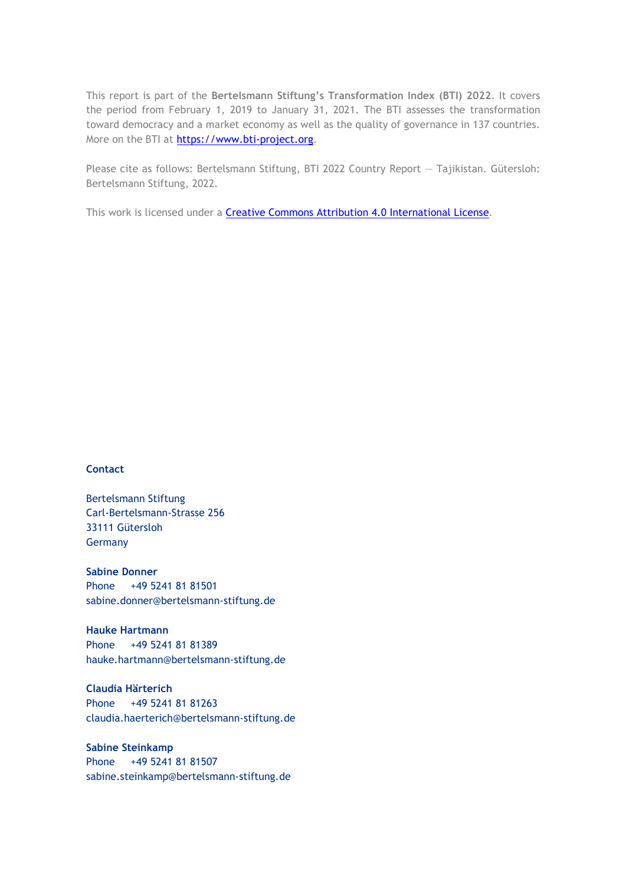This report is part of the **Bertelsmann Stiftung's Transformation Index (BTI) 2022**. It covers the period from February 1, 2019 to January 31, 2021. The BTI assesses the transformation toward democracy and a market economy as well as the quality of governance in 137 countries. More on the BTI at [https://www.bti-project.org](https://www.bti-project.org).

Please cite as follows: Bertelsmann Stiftung, BTI 2022 Country Report — Tajikistan. Gütersloh: Bertelsmann Stiftung, 2022.

This work is licensed under a [Creative Commons Attribution 4.0 International License](https://creativecommons.org/licenses/by/4.0/).

**Contact**

Bertelsmann Stiftung
Carl-Bertelsmann-Strasse 256
33111 Gütersloh
Germany

**Sabine Donner**
Phone +49 5241 81 81501
sabine.donner@bertelsmann-stiftung.de

**Hauke Hartmann**
Phone +49 5241 81 81389
hauke.hartmann@bertelsmann-stiftung.de

**Claudia Härterich**
Phone +49 5241 81 81263
claudia.haerterich@bertelsmann-stiftung.de

**Sabine Steinkamp**
Phone +49 5241 81 81507
sabine.steinkamp@bertelsmann-stiftung.de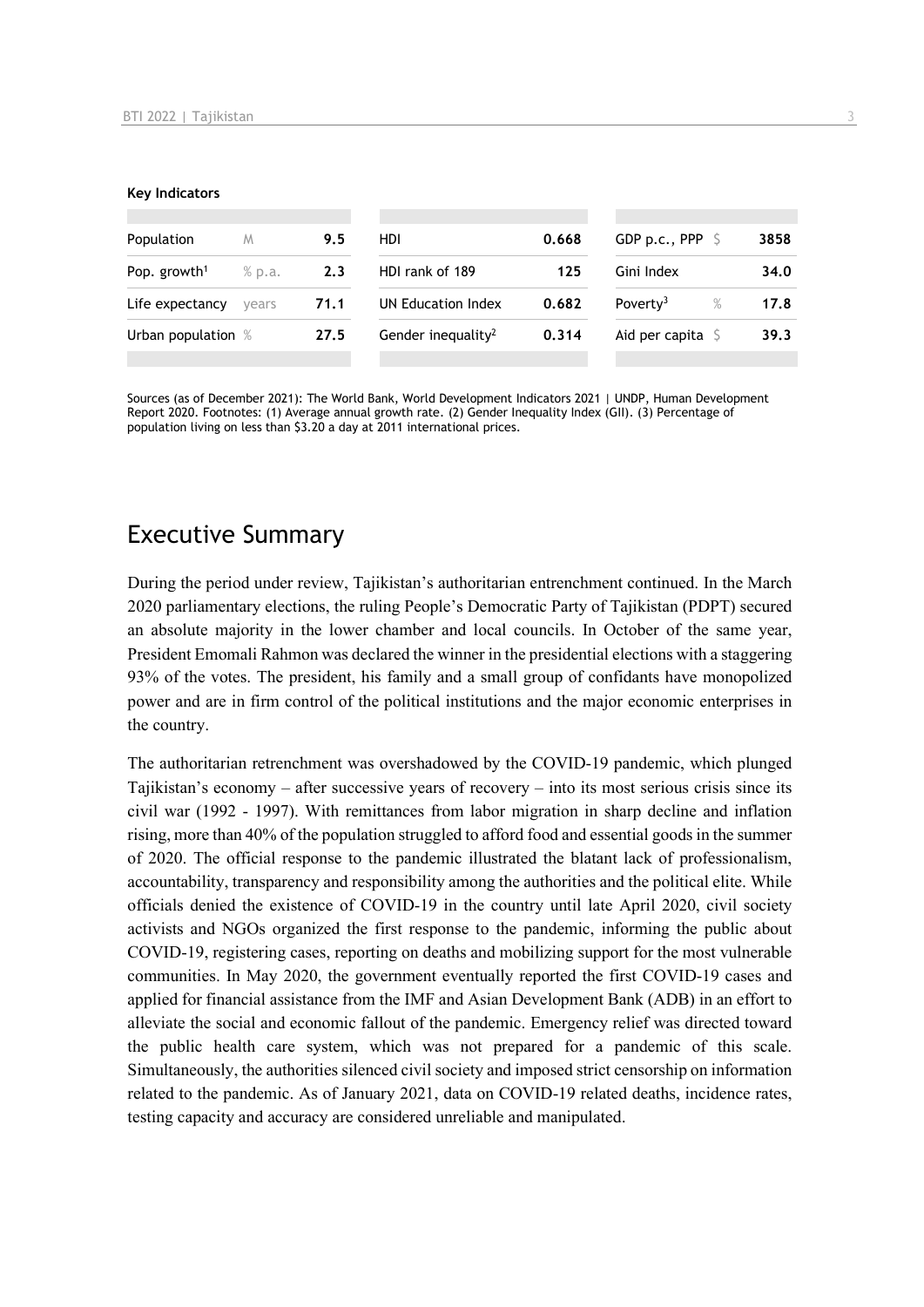**Key Indicators**

| Population | M | 9.5 | HDI | 0.668 | GDP p.c., PPP | $ | 3858 |
|---|---|---|---|---|---|---|---|
| Pop. growth[1] | % p.a. | 2.3 | HDI rank of 189 | 125 | Gini Index | | 34.0 |
| Life expectancy | years | 71.1 | UN Education Index | 0.682 | Poverty[3] | % | 17.8 |
| Urban population | % | 27.5 | Gender inequality[2] | 0.314 | Aid per capita | $ | 39.3 |

Sources (as of December 2021): The World Bank, World Development Indicators 2021 | UNDP, Human Development Report 2020. Footnotes: (1) Average annual growth rate. (2) Gender Inequality Index (GII). (3) Percentage of population living on less than $3.20 a day at 2011 international prices.

## Executive Summary

During the period under review, Tajikistan's authoritarian entrenchment continued. In the March 2020 parliamentary elections, the ruling People's Democratic Party of Tajikistan (PDPT) secured an absolute majority in the lower chamber and local councils. In October of the same year, President Emomali Rahmon was declared the winner in the presidential elections with a staggering 93% of the votes. The president, his family and a small group of confidants have monopolized power and are in firm control of the political institutions and the major economic enterprises in the country.

The authoritarian retrenchment was overshadowed by the COVID-19 pandemic, which plunged Tajikistan's economy – after successive years of recovery – into its most serious crisis since its civil war (1992 - 1997). With remittances from labor migration in sharp decline and inflation rising, more than 40% of the population struggled to afford food and essential goods in the summer of 2020. The official response to the pandemic illustrated the blatant lack of professionalism, accountability, transparency and responsibility among the authorities and the political elite. While officials denied the existence of COVID-19 in the country until late April 2020, civil society activists and NGOs organized the first response to the pandemic, informing the public about COVID-19, registering cases, reporting on deaths and mobilizing support for the most vulnerable communities. In May 2020, the government eventually reported the first COVID-19 cases and applied for financial assistance from the IMF and Asian Development Bank (ADB) in an effort to alleviate the social and economic fallout of the pandemic. Emergency relief was directed toward the public health care system, which was not prepared for a pandemic of this scale. Simultaneously, the authorities silenced civil society and imposed strict censorship on information related to the pandemic. As of January 2021, data on COVID-19 related deaths, incidence rates, testing capacity and accuracy are considered unreliable and manipulated.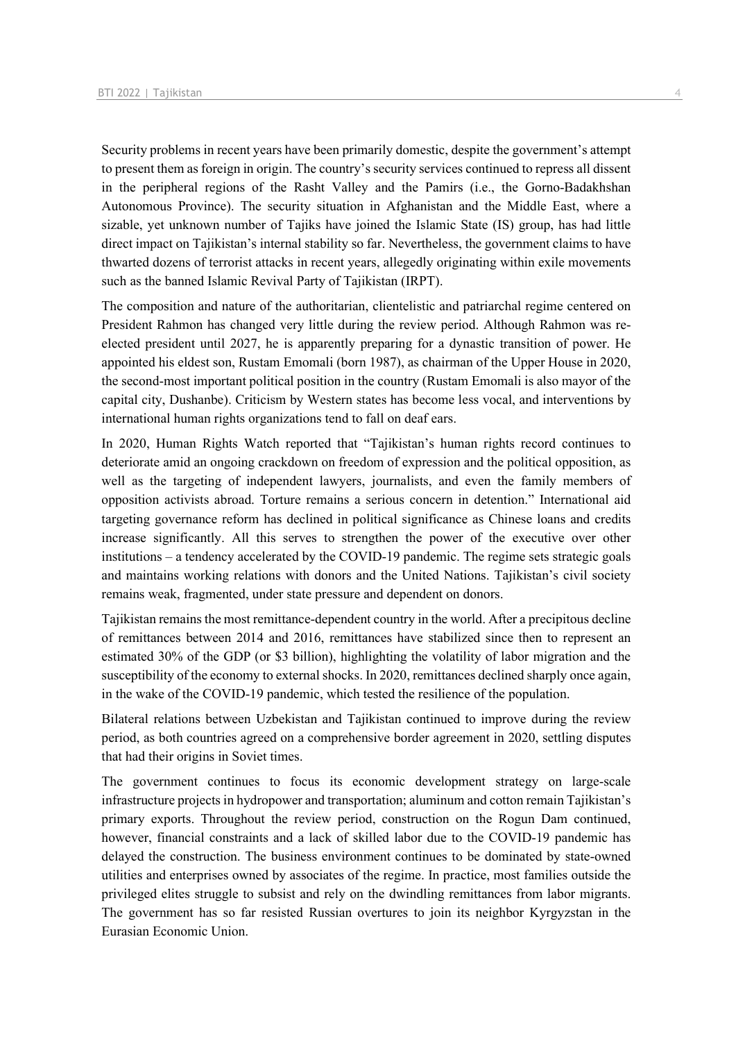Security problems in recent years have been primarily domestic, despite the government's attempt to present them as foreign in origin. The country's security services continued to repress all dissent in the peripheral regions of the Rasht Valley and the Pamirs (i.e., the Gorno-Badakhshan Autonomous Province). The security situation in Afghanistan and the Middle East, where a sizable, yet unknown number of Tajiks have joined the Islamic State (IS) group, has had little direct impact on Tajikistan's internal stability so far. Nevertheless, the government claims to have thwarted dozens of terrorist attacks in recent years, allegedly originating within exile movements such as the banned Islamic Revival Party of Tajikistan (IRPT).

The composition and nature of the authoritarian, clientelistic and patriarchal regime centered on President Rahmon has changed very little during the review period. Although Rahmon was re-elected president until 2027, he is apparently preparing for a dynastic transition of power. He appointed his eldest son, Rustam Emomali (born 1987), as chairman of the Upper House in 2020, the second-most important political position in the country (Rustam Emomali is also mayor of the capital city, Dushanbe). Criticism by Western states has become less vocal, and interventions by international human rights organizations tend to fall on deaf ears.

In 2020, Human Rights Watch reported that "Tajikistan's human rights record continues to deteriorate amid an ongoing crackdown on freedom of expression and the political opposition, as well as the targeting of independent lawyers, journalists, and even the family members of opposition activists abroad. Torture remains a serious concern in detention." International aid targeting governance reform has declined in political significance as Chinese loans and credits increase significantly. All this serves to strengthen the power of the executive over other institutions – a tendency accelerated by the COVID-19 pandemic. The regime sets strategic goals and maintains working relations with donors and the United Nations. Tajikistan's civil society remains weak, fragmented, under state pressure and dependent on donors.

Tajikistan remains the most remittance-dependent country in the world. After a precipitous decline of remittances between 2014 and 2016, remittances have stabilized since then to represent an estimated 30% of the GDP (or $3 billion), highlighting the volatility of labor migration and the susceptibility of the economy to external shocks. In 2020, remittances declined sharply once again, in the wake of the COVID-19 pandemic, which tested the resilience of the population.

Bilateral relations between Uzbekistan and Tajikistan continued to improve during the review period, as both countries agreed on a comprehensive border agreement in 2020, settling disputes that had their origins in Soviet times.

The government continues to focus its economic development strategy on large-scale infrastructure projects in hydropower and transportation; aluminum and cotton remain Tajikistan's primary exports. Throughout the review period, construction on the Rogun Dam continued, however, financial constraints and a lack of skilled labor due to the COVID-19 pandemic has delayed the construction. The business environment continues to be dominated by state-owned utilities and enterprises owned by associates of the regime. In practice, most families outside the privileged elites struggle to subsist and rely on the dwindling remittances from labor migrants. The government has so far resisted Russian overtures to join its neighbor Kyrgyzstan in the Eurasian Economic Union.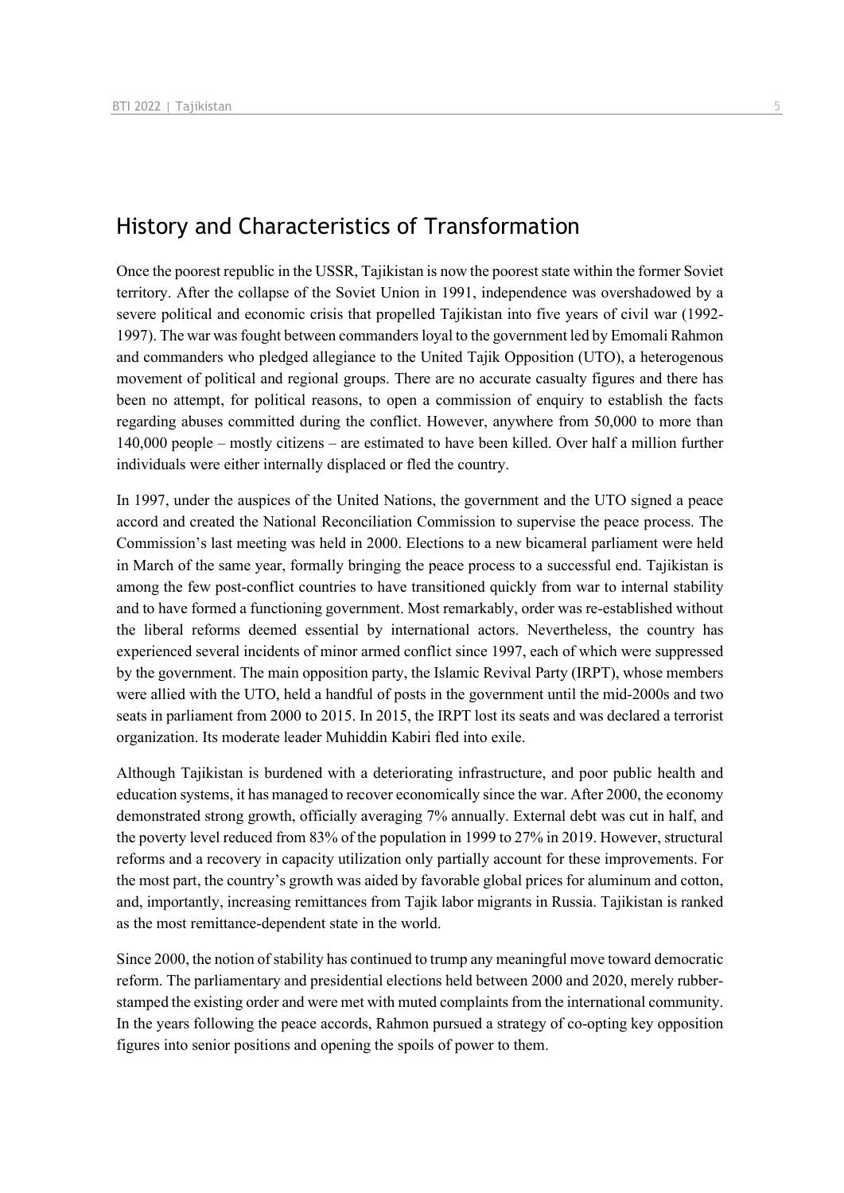## History and Characteristics of Transformation

Once the poorest republic in the USSR, Tajikistan is now the poorest state within the former Soviet territory. After the collapse of the Soviet Union in 1991, independence was overshadowed by a severe political and economic crisis that propelled Tajikistan into five years of civil war (1992-1997). The war was fought between commanders loyal to the government led by Emomali Rahmon and commanders who pledged allegiance to the United Tajik Opposition (UTO), a heterogenous movement of political and regional groups. There are no accurate casualty figures and there has been no attempt, for political reasons, to open a commission of enquiry to establish the facts regarding abuses committed during the conflict. However, anywhere from 50,000 to more than 140,000 people – mostly citizens – are estimated to have been killed. Over half a million further individuals were either internally displaced or fled the country.

In 1997, under the auspices of the United Nations, the government and the UTO signed a peace accord and created the National Reconciliation Commission to supervise the peace process. The Commission's last meeting was held in 2000. Elections to a new bicameral parliament were held in March of the same year, formally bringing the peace process to a successful end. Tajikistan is among the few post-conflict countries to have transitioned quickly from war to internal stability and to have formed a functioning government. Most remarkably, order was re-established without the liberal reforms deemed essential by international actors. Nevertheless, the country has experienced several incidents of minor armed conflict since 1997, each of which were suppressed by the government. The main opposition party, the Islamic Revival Party (IRPT), whose members were allied with the UTO, held a handful of posts in the government until the mid-2000s and two seats in parliament from 2000 to 2015. In 2015, the IRPT lost its seats and was declared a terrorist organization. Its moderate leader Muhiddin Kabiri fled into exile.

Although Tajikistan is burdened with a deteriorating infrastructure, and poor public health and education systems, it has managed to recover economically since the war. After 2000, the economy demonstrated strong growth, officially averaging 7% annually. External debt was cut in half, and the poverty level reduced from 83% of the population in 1999 to 27% in 2019. However, structural reforms and a recovery in capacity utilization only partially account for these improvements. For the most part, the country's growth was aided by favorable global prices for aluminum and cotton, and, importantly, increasing remittances from Tajik labor migrants in Russia. Tajikistan is ranked as the most remittance-dependent state in the world.

Since 2000, the notion of stability has continued to trump any meaningful move toward democratic reform. The parliamentary and presidential elections held between 2000 and 2020, merely rubber-stamped the existing order and were met with muted complaints from the international community. In the years following the peace accords, Rahmon pursued a strategy of co-opting key opposition figures into senior positions and opening the spoils of power to them.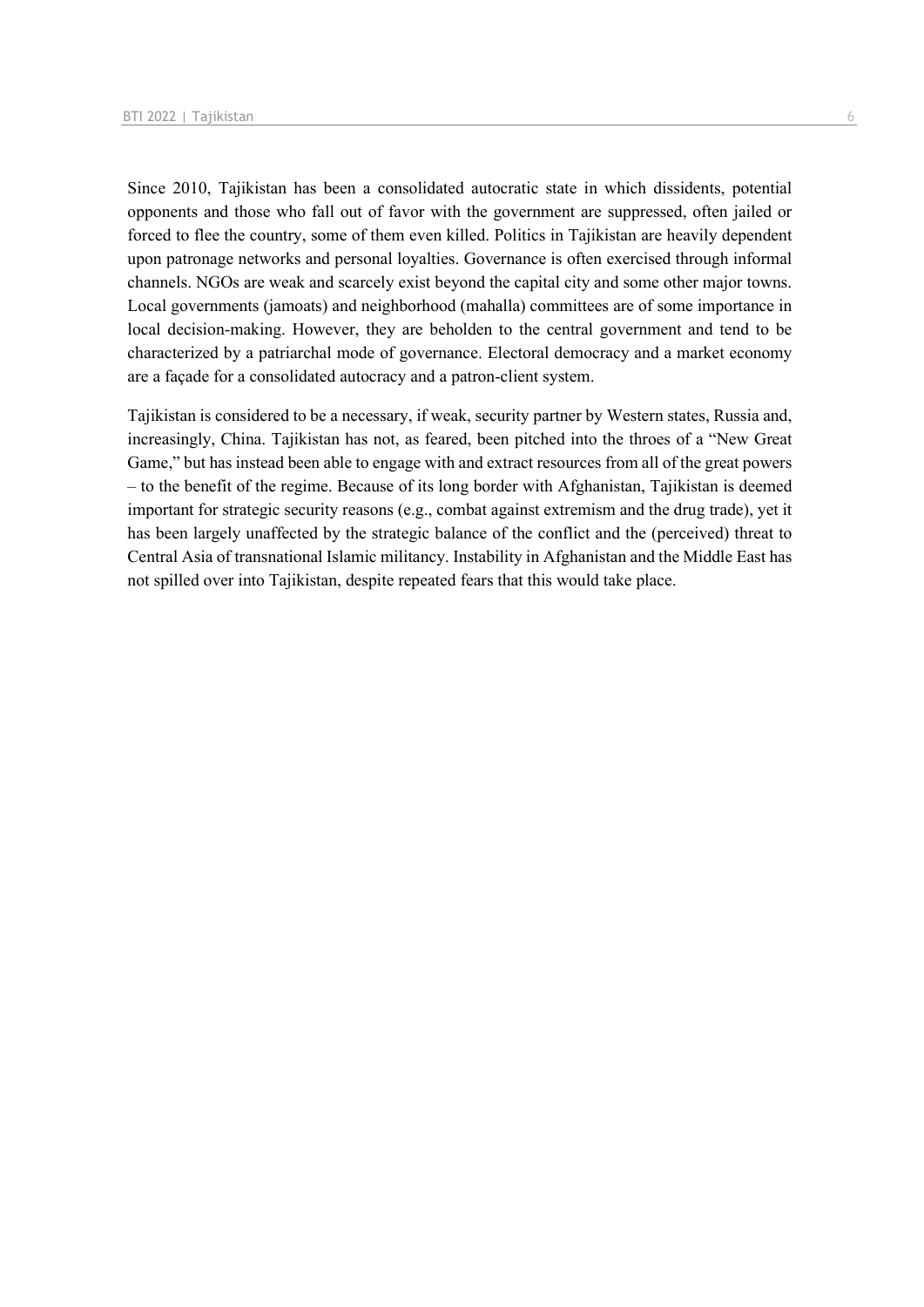Since 2010, Tajikistan has been a consolidated autocratic state in which dissidents, potential opponents and those who fall out of favor with the government are suppressed, often jailed or forced to flee the country, some of them even killed. Politics in Tajikistan are heavily dependent upon patronage networks and personal loyalties. Governance is often exercised through informal channels. NGOs are weak and scarcely exist beyond the capital city and some other major towns. Local governments (jamoats) and neighborhood (mahalla) committees are of some importance in local decision-making. However, they are beholden to the central government and tend to be characterized by a patriarchal mode of governance. Electoral democracy and a market economy are a façade for a consolidated autocracy and a patron-client system.

Tajikistan is considered to be a necessary, if weak, security partner by Western states, Russia and, increasingly, China. Tajikistan has not, as feared, been pitched into the throes of a "New Great Game," but has instead been able to engage with and extract resources from all of the great powers – to the benefit of the regime. Because of its long border with Afghanistan, Tajikistan is deemed important for strategic security reasons (e.g., combat against extremism and the drug trade), yet it has been largely unaffected by the strategic balance of the conflict and the (perceived) threat to Central Asia of transnational Islamic militancy. Instability in Afghanistan and the Middle East has not spilled over into Tajikistan, despite repeated fears that this would take place.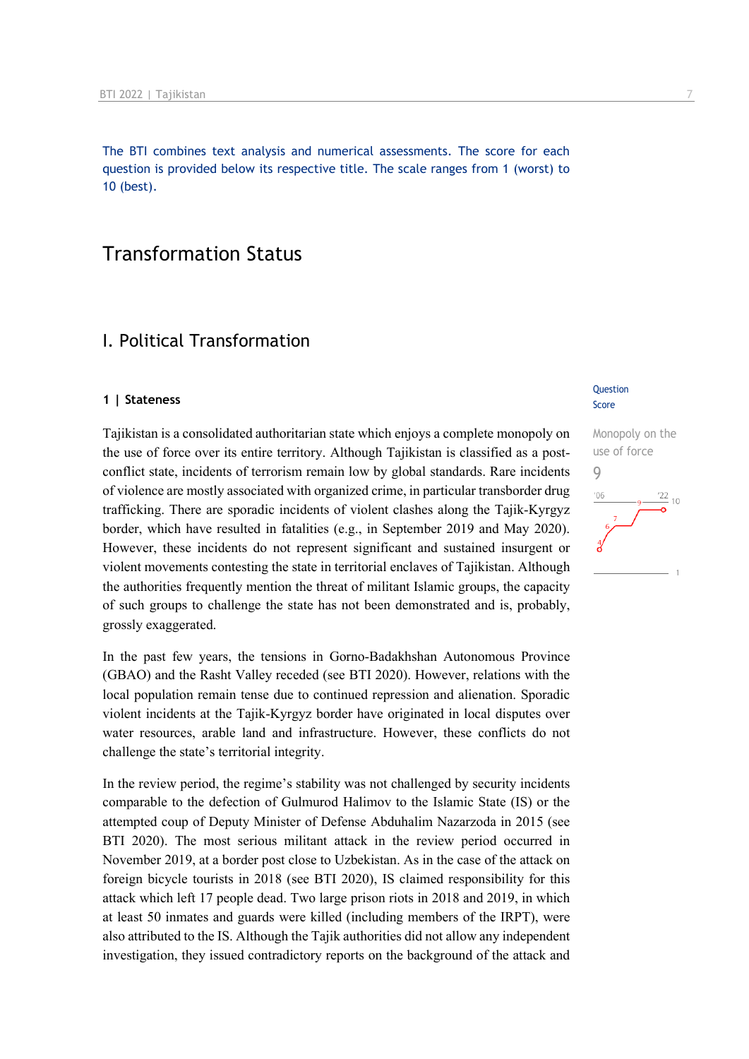The BTI combines text analysis and numerical assessments. The score for each question is provided below its respective title. The scale ranges from 1 (worst) to 10 (best).

# Transformation Status

## I. Political Transformation

### 1 | Stateness

Question Score

Monopoly on the use of force

9

Tajikistan is a consolidated authoritarian state which enjoys a complete monopoly on the use of force over its entire territory. Although Tajikistan is classified as a post-conflict state, incidents of terrorism remain low by global standards. Rare incidents of violence are mostly associated with organized crime, in particular transborder drug trafficking. There are sporadic incidents of violent clashes along the Tajik-Kyrgyz border, which have resulted in fatalities (e.g., in September 2019 and May 2020). However, these incidents do not represent significant and sustained insurgent or violent movements contesting the state in territorial enclaves of Tajikistan. Although the authorities frequently mention the threat of militant Islamic groups, the capacity of such groups to challenge the state has not been demonstrated and is, probably, grossly exaggerated.

In the past few years, the tensions in Gorno-Badakhshan Autonomous Province (GBAO) and the Rasht Valley receded (see BTI 2020). However, relations with the local population remain tense due to continued repression and alienation. Sporadic violent incidents at the Tajik-Kyrgyz border have originated in local disputes over water resources, arable land and infrastructure. However, these conflicts do not challenge the state's territorial integrity.

In the review period, the regime's stability was not challenged by security incidents comparable to the defection of Gulmurod Halimov to the Islamic State (IS) or the attempted coup of Deputy Minister of Defense Abduhalim Nazarzoda in 2015 (see BTI 2020). The most serious militant attack in the review period occurred in November 2019, at a border post close to Uzbekistan. As in the case of the attack on foreign bicycle tourists in 2018 (see BTI 2020), IS claimed responsibility for this attack which left 17 people dead. Two large prison riots in 2018 and 2019, in which at least 50 inmates and guards were killed (including members of the IRPT), were also attributed to the IS. Although the Tajik authorities did not allow any independent investigation, they issued contradictory reports on the background of the attack and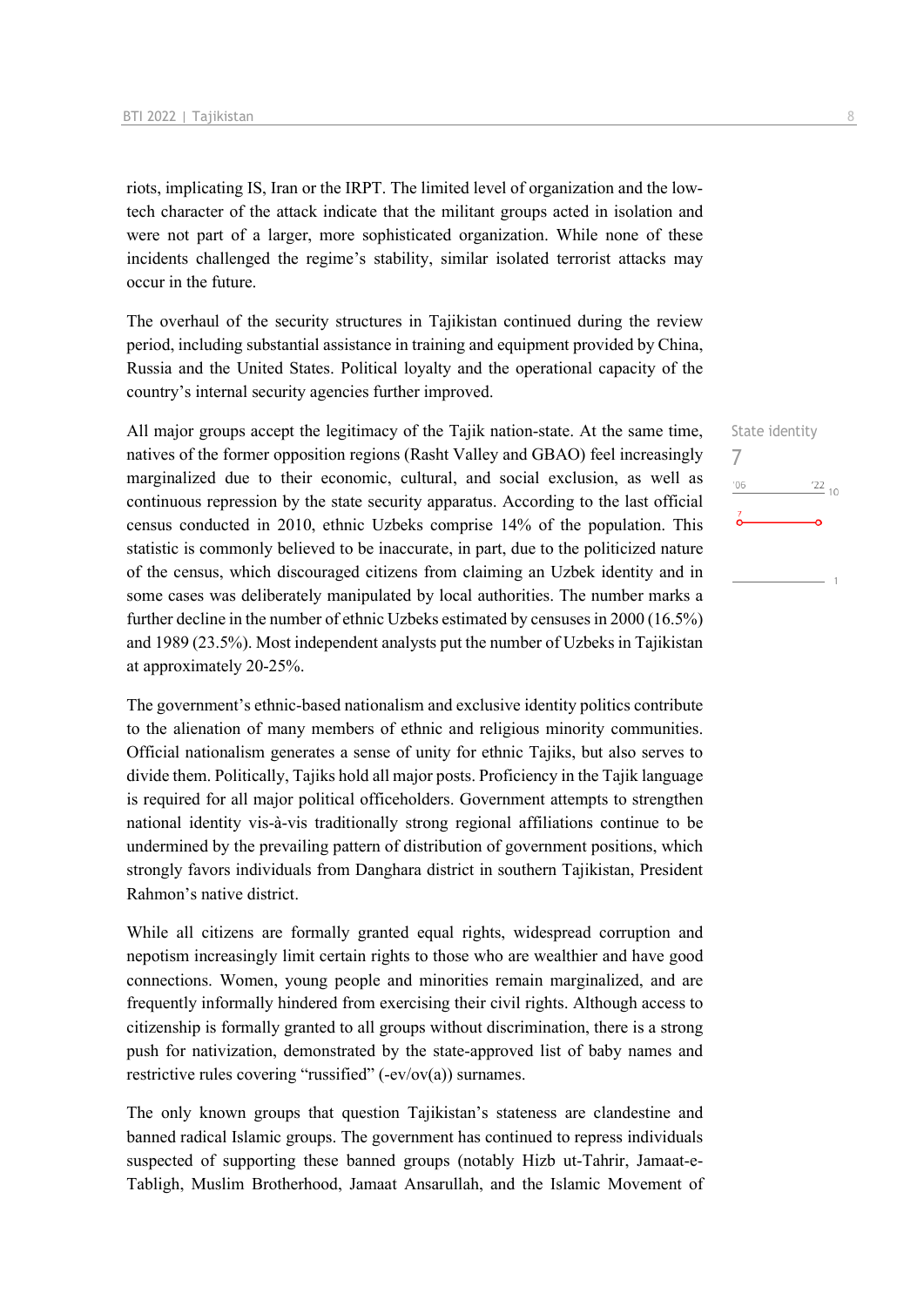riots, implicating IS, Iran or the IRPT. The limited level of organization and the low-tech character of the attack indicate that the militant groups acted in isolation and were not part of a larger, more sophisticated organization. While none of these incidents challenged the regime's stability, similar isolated terrorist attacks may occur in the future.

The overhaul of the security structures in Tajikistan continued during the review period, including substantial assistance in training and equipment provided by China, Russia and the United States. Political loyalty and the operational capacity of the country's internal security agencies further improved.

State identity
7

All major groups accept the legitimacy of the Tajik nation-state. At the same time, natives of the former opposition regions (Rasht Valley and GBAO) feel increasingly marginalized due to their economic, cultural, and social exclusion, as well as continuous repression by the state security apparatus. According to the last official census conducted in 2010, ethnic Uzbeks comprise 14% of the population. This statistic is commonly believed to be inaccurate, in part, due to the politicized nature of the census, which discouraged citizens from claiming an Uzbek identity and in some cases was deliberately manipulated by local authorities. The number marks a further decline in the number of ethnic Uzbeks estimated by censuses in 2000 (16.5%) and 1989 (23.5%). Most independent analysts put the number of Uzbeks in Tajikistan at approximately 20-25%.

The government's ethnic-based nationalism and exclusive identity politics contribute to the alienation of many members of ethnic and religious minority communities. Official nationalism generates a sense of unity for ethnic Tajiks, but also serves to divide them. Politically, Tajiks hold all major posts. Proficiency in the Tajik language is required for all major political officeholders. Government attempts to strengthen national identity vis-à-vis traditionally strong regional affiliations continue to be undermined by the prevailing pattern of distribution of government positions, which strongly favors individuals from Danghara district in southern Tajikistan, President Rahmon's native district.

While all citizens are formally granted equal rights, widespread corruption and nepotism increasingly limit certain rights to those who are wealthier and have good connections. Women, young people and minorities remain marginalized, and are frequently informally hindered from exercising their civil rights. Although access to citizenship is formally granted to all groups without discrimination, there is a strong push for nativization, demonstrated by the state-approved list of baby names and restrictive rules covering "russified" (-ev/ov(a)) surnames.

The only known groups that question Tajikistan's stateness are clandestine and banned radical Islamic groups. The government has continued to repress individuals suspected of supporting these banned groups (notably Hizb ut-Tahrir, Jamaat-e-Tabligh, Muslim Brotherhood, Jamaat Ansarullah, and the Islamic Movement of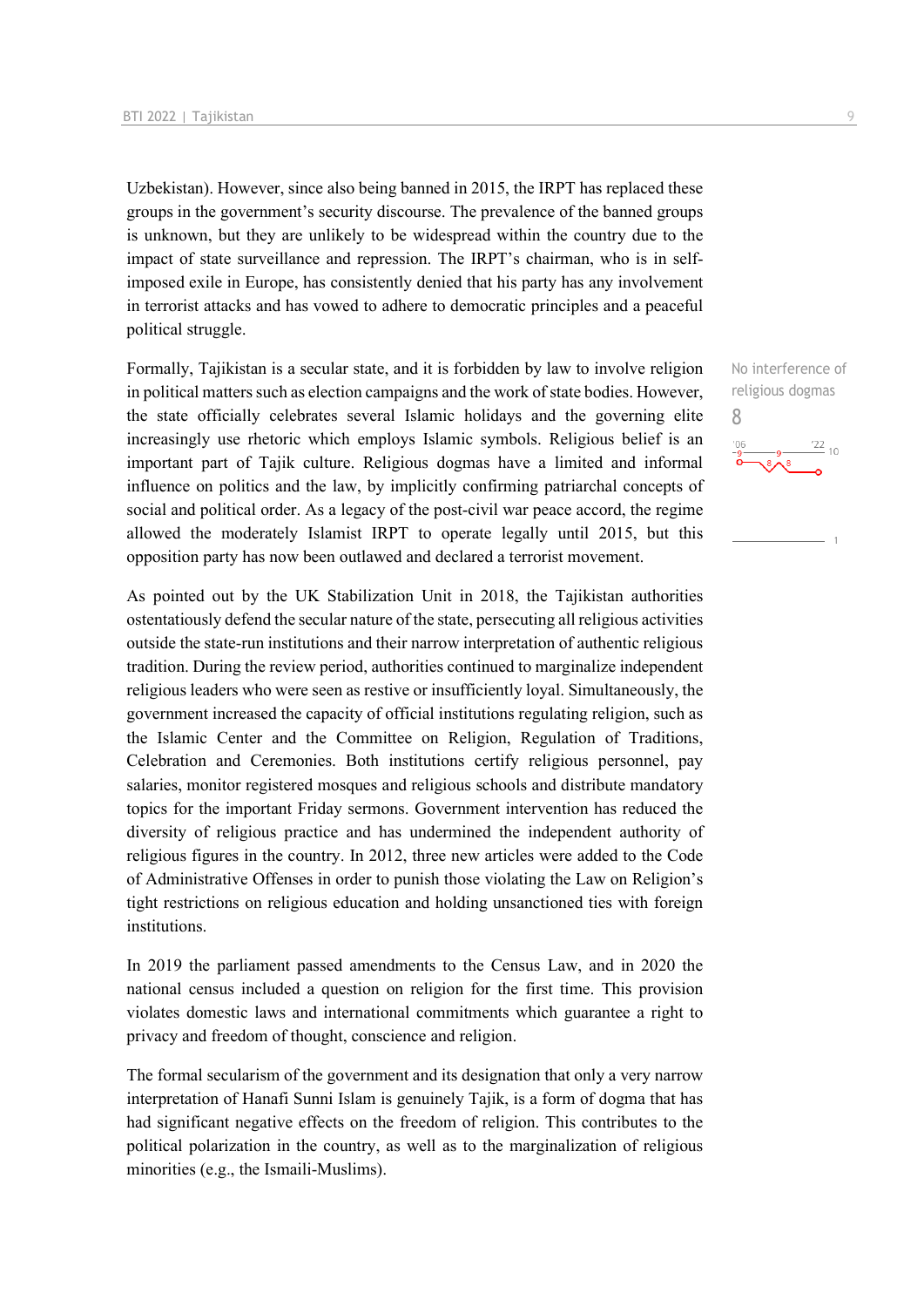Uzbekistan). However, since also being banned in 2015, the IRPT has replaced these groups in the government's security discourse. The prevalence of the banned groups is unknown, but they are unlikely to be widespread within the country due to the impact of state surveillance and repression. The IRPT's chairman, who is in self-imposed exile in Europe, has consistently denied that his party has any involvement in terrorist attacks and has vowed to adhere to democratic principles and a peaceful political struggle.

No interference of religious dogmas
8

Formally, Tajikistan is a secular state, and it is forbidden by law to involve religion in political matters such as election campaigns and the work of state bodies. However, the state officially celebrates several Islamic holidays and the governing elite increasingly use rhetoric which employs Islamic symbols. Religious belief is an important part of Tajik culture. Religious dogmas have a limited and informal influence on politics and the law, by implicitly confirming patriarchal concepts of social and political order. As a legacy of the post-civil war peace accord, the regime allowed the moderately Islamist IRPT to operate legally until 2015, but this opposition party has now been outlawed and declared a terrorist movement.

As pointed out by the UK Stabilization Unit in 2018, the Tajikistan authorities ostentatiously defend the secular nature of the state, persecuting all religious activities outside the state-run institutions and their narrow interpretation of authentic religious tradition. During the review period, authorities continued to marginalize independent religious leaders who were seen as restive or insufficiently loyal. Simultaneously, the government increased the capacity of official institutions regulating religion, such as the Islamic Center and the Committee on Religion, Regulation of Traditions, Celebration and Ceremonies. Both institutions certify religious personnel, pay salaries, monitor registered mosques and religious schools and distribute mandatory topics for the important Friday sermons. Government intervention has reduced the diversity of religious practice and has undermined the independent authority of religious figures in the country. In 2012, three new articles were added to the Code of Administrative Offenses in order to punish those violating the Law on Religion's tight restrictions on religious education and holding unsanctioned ties with foreign institutions.

In 2019 the parliament passed amendments to the Census Law, and in 2020 the national census included a question on religion for the first time. This provision violates domestic laws and international commitments which guarantee a right to privacy and freedom of thought, conscience and religion.

The formal secularism of the government and its designation that only a very narrow interpretation of Hanafi Sunni Islam is genuinely Tajik, is a form of dogma that has had significant negative effects on the freedom of religion. This contributes to the political polarization in the country, as well as to the marginalization of religious minorities (e.g., the Ismaili-Muslims).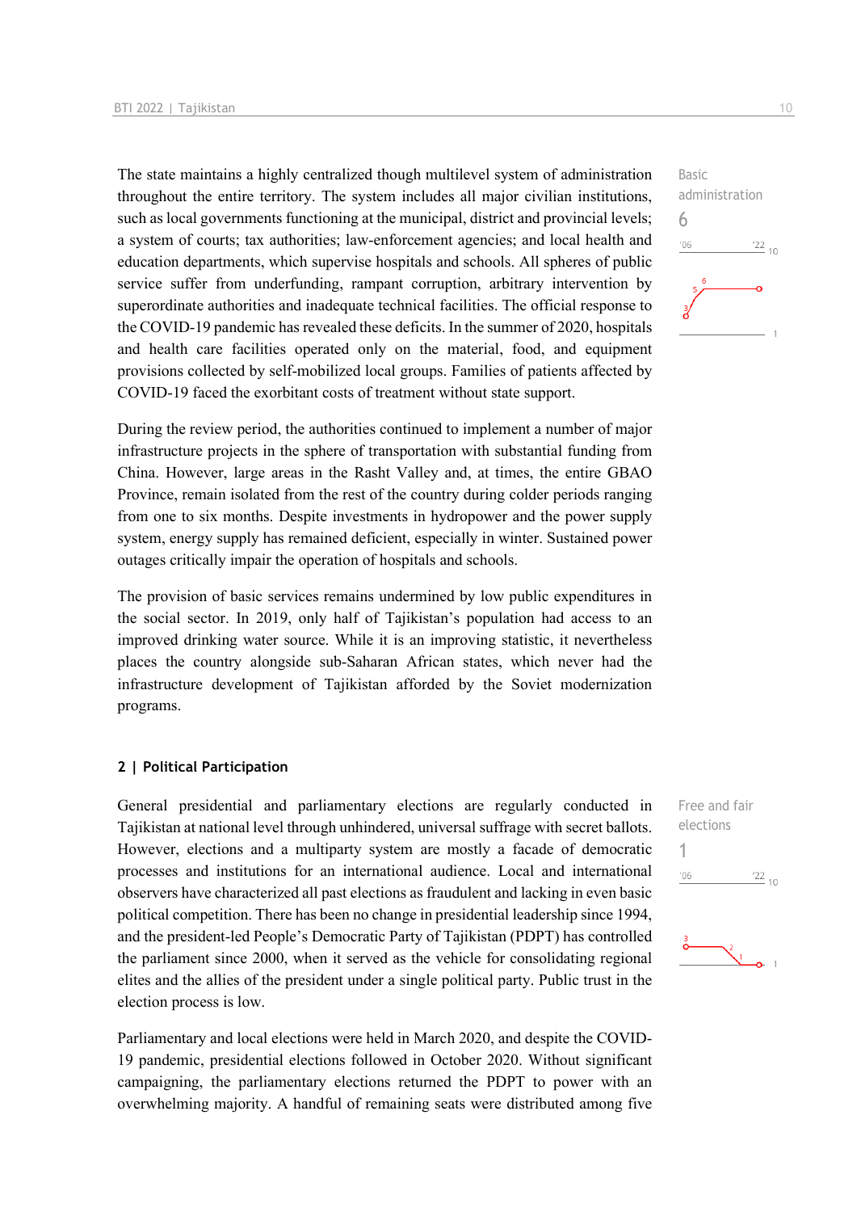The state maintains a highly centralized though multilevel system of administration throughout the entire territory. The system includes all major civilian institutions, such as local governments functioning at the municipal, district and provincial levels; a system of courts; tax authorities; law-enforcement agencies; and local health and education departments, which supervise hospitals and schools. All spheres of public service suffer from underfunding, rampant corruption, arbitrary intervention by superordinate authorities and inadequate technical facilities. The official response to the COVID-19 pandemic has revealed these deficits. In the summer of 2020, hospitals and health care facilities operated only on the material, food, and equipment provisions collected by self-mobilized local groups. Families of patients affected by COVID-19 faced the exorbitant costs of treatment without state support.

Basic administration
6

During the review period, the authorities continued to implement a number of major infrastructure projects in the sphere of transportation with substantial funding from China. However, large areas in the Rasht Valley and, at times, the entire GBAO Province, remain isolated from the rest of the country during colder periods ranging from one to six months. Despite investments in hydropower and the power supply system, energy supply has remained deficient, especially in winter. Sustained power outages critically impair the operation of hospitals and schools.

The provision of basic services remains undermined by low public expenditures in the social sector. In 2019, only half of Tajikistan's population had access to an improved drinking water source. While it is an improving statistic, it nevertheless places the country alongside sub-Saharan African states, which never had the infrastructure development of Tajikistan afforded by the Soviet modernization programs.

## 2 | Political Participation

General presidential and parliamentary elections are regularly conducted in Tajikistan at national level through unhindered, universal suffrage with secret ballots. However, elections and a multiparty system are mostly a facade of democratic processes and institutions for an international audience. Local and international observers have characterized all past elections as fraudulent and lacking in even basic political competition. There has been no change in presidential leadership since 1994, and the president-led People's Democratic Party of Tajikistan (PDPT) has controlled the parliament since 2000, when it served as the vehicle for consolidating regional elites and the allies of the president under a single political party. Public trust in the election process is low.

Free and fair elections
1

Parliamentary and local elections were held in March 2020, and despite the COVID-19 pandemic, presidential elections followed in October 2020. Without significant campaigning, the parliamentary elections returned the PDPT to power with an overwhelming majority. A handful of remaining seats were distributed among five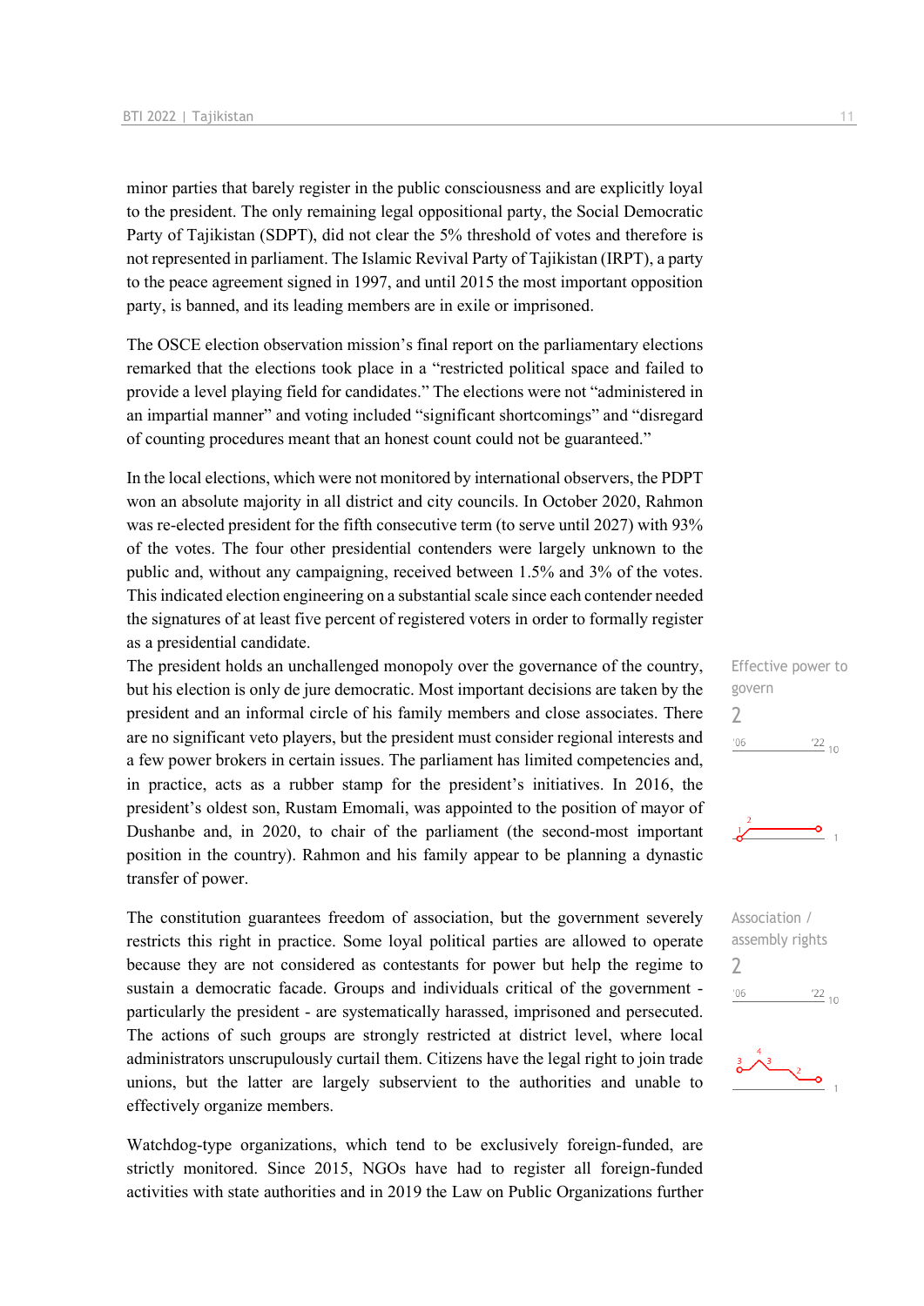minor parties that barely register in the public consciousness and are explicitly loyal to the president. The only remaining legal oppositional party, the Social Democratic Party of Tajikistan (SDPT), did not clear the 5% threshold of votes and therefore is not represented in parliament. The Islamic Revival Party of Tajikistan (IRPT), a party to the peace agreement signed in 1997, and until 2015 the most important opposition party, is banned, and its leading members are in exile or imprisoned.

The OSCE election observation mission's final report on the parliamentary elections remarked that the elections took place in a "restricted political space and failed to provide a level playing field for candidates." The elections were not "administered in an impartial manner" and voting included "significant shortcomings" and "disregard of counting procedures meant that an honest count could not be guaranteed."

In the local elections, which were not monitored by international observers, the PDPT won an absolute majority in all district and city councils. In October 2020, Rahmon was re-elected president for the fifth consecutive term (to serve until 2027) with 93% of the votes. The four other presidential contenders were largely unknown to the public and, without any campaigning, received between 1.5% and 3% of the votes. This indicated election engineering on a substantial scale since each contender needed the signatures of at least five percent of registered voters in order to formally register as a presidential candidate.

Effective power to govern
2

The president holds an unchallenged monopoly over the governance of the country, but his election is only de jure democratic. Most important decisions are taken by the president and an informal circle of his family members and close associates. There are no significant veto players, but the president must consider regional interests and a few power brokers in certain issues. The parliament has limited competencies and, in practice, acts as a rubber stamp for the president's initiatives. In 2016, the president's oldest son, Rustam Emomali, was appointed to the position of mayor of Dushanbe and, in 2020, to chair of the parliament (the second-most important position in the country). Rahmon and his family appear to be planning a dynastic transfer of power.

Association / assembly rights
2

The constitution guarantees freedom of association, but the government severely restricts this right in practice. Some loyal political parties are allowed to operate because they are not considered as contestants for power but help the regime to sustain a democratic facade. Groups and individuals critical of the government - particularly the president - are systematically harassed, imprisoned and persecuted. The actions of such groups are strongly restricted at district level, where local administrators unscrupulously curtail them. Citizens have the legal right to join trade unions, but the latter are largely subservient to the authorities and unable to effectively organize members.

Watchdog-type organizations, which tend to be exclusively foreign-funded, are strictly monitored. Since 2015, NGOs have had to register all foreign-funded activities with state authorities and in 2019 the Law on Public Organizations further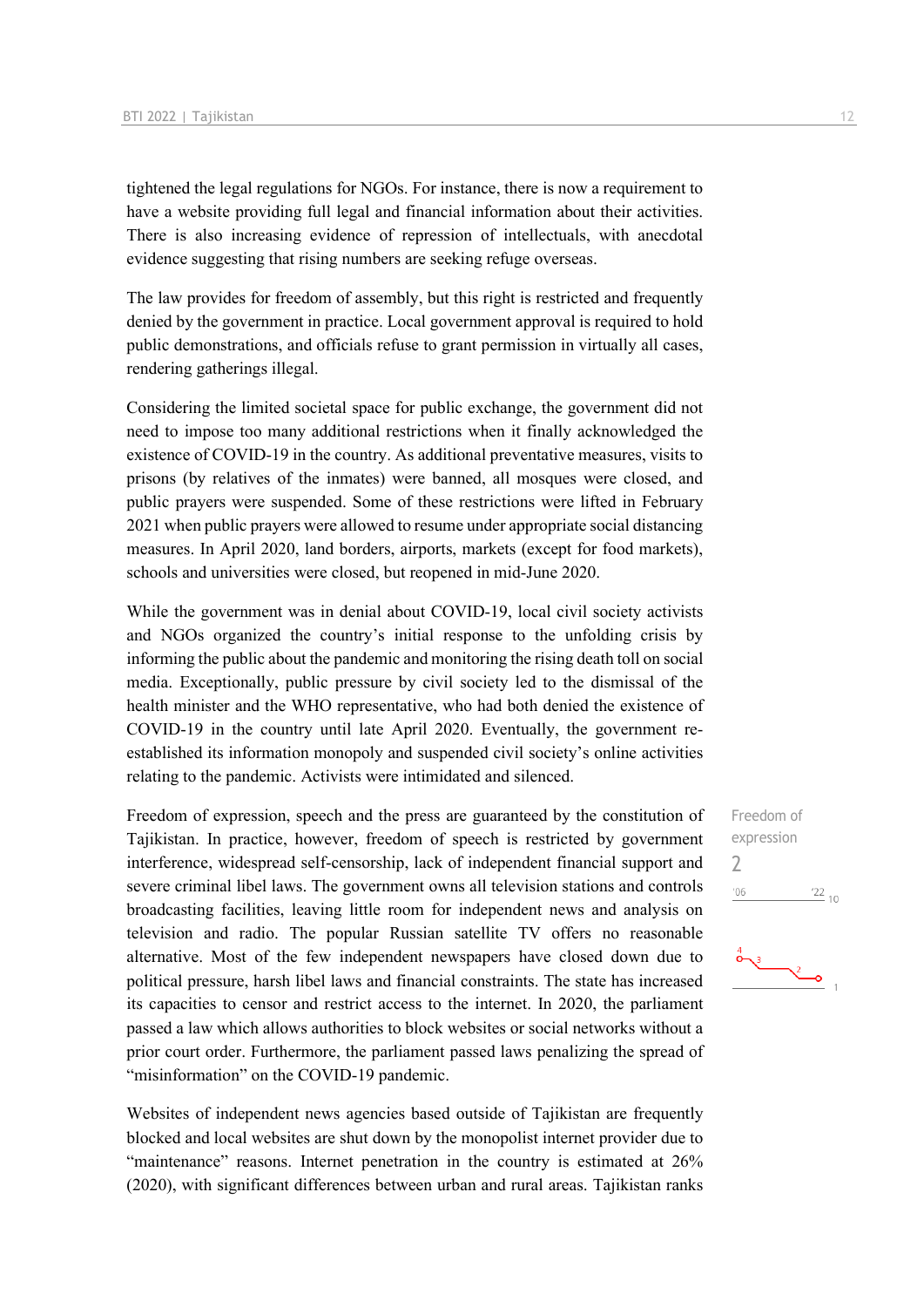tightened the legal regulations for NGOs. For instance, there is now a requirement to have a website providing full legal and financial information about their activities. There is also increasing evidence of repression of intellectuals, with anecdotal evidence suggesting that rising numbers are seeking refuge overseas.

The law provides for freedom of assembly, but this right is restricted and frequently denied by the government in practice. Local government approval is required to hold public demonstrations, and officials refuse to grant permission in virtually all cases, rendering gatherings illegal.

Considering the limited societal space for public exchange, the government did not need to impose too many additional restrictions when it finally acknowledged the existence of COVID-19 in the country. As additional preventative measures, visits to prisons (by relatives of the inmates) were banned, all mosques were closed, and public prayers were suspended. Some of these restrictions were lifted in February 2021 when public prayers were allowed to resume under appropriate social distancing measures. In April 2020, land borders, airports, markets (except for food markets), schools and universities were closed, but reopened in mid-June 2020.

While the government was in denial about COVID-19, local civil society activists and NGOs organized the country's initial response to the unfolding crisis by informing the public about the pandemic and monitoring the rising death toll on social media. Exceptionally, public pressure by civil society led to the dismissal of the health minister and the WHO representative, who had both denied the existence of COVID-19 in the country until late April 2020. Eventually, the government re-established its information monopoly and suspended civil society's online activities relating to the pandemic. Activists were intimidated and silenced.

Freedom of expression
2

Freedom of expression, speech and the press are guaranteed by the constitution of Tajikistan. In practice, however, freedom of speech is restricted by government interference, widespread self-censorship, lack of independent financial support and severe criminal libel laws. The government owns all television stations and controls broadcasting facilities, leaving little room for independent news and analysis on television and radio. The popular Russian satellite TV offers no reasonable alternative. Most of the few independent newspapers have closed down due to political pressure, harsh libel laws and financial constraints. The state has increased its capacities to censor and restrict access to the internet. In 2020, the parliament passed a law which allows authorities to block websites or social networks without a prior court order. Furthermore, the parliament passed laws penalizing the spread of "misinformation" on the COVID-19 pandemic.

Websites of independent news agencies based outside of Tajikistan are frequently blocked and local websites are shut down by the monopolist internet provider due to "maintenance" reasons. Internet penetration in the country is estimated at 26% (2020), with significant differences between urban and rural areas. Tajikistan ranks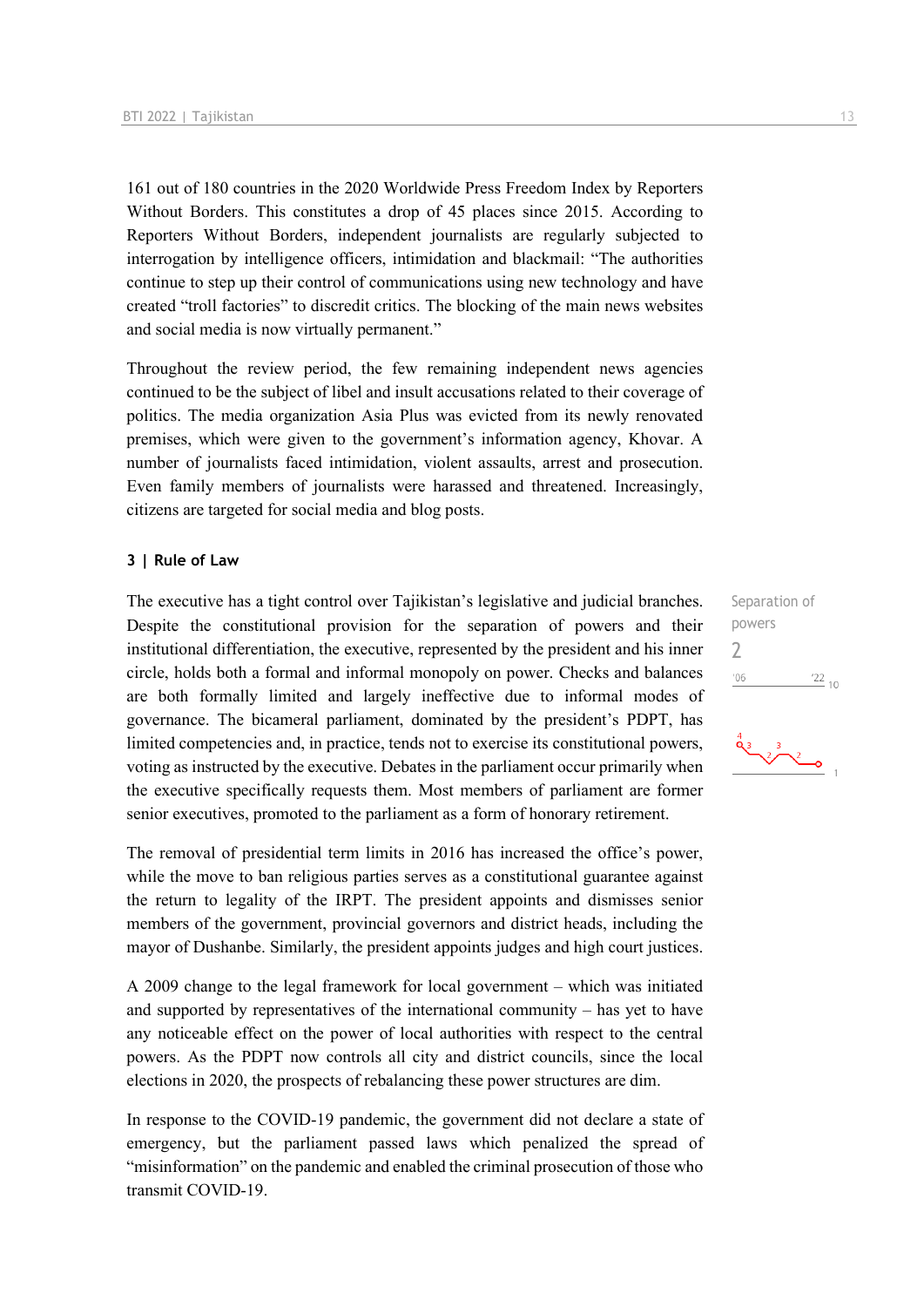161 out of 180 countries in the 2020 Worldwide Press Freedom Index by Reporters Without Borders. This constitutes a drop of 45 places since 2015. According to Reporters Without Borders, independent journalists are regularly subjected to interrogation by intelligence officers, intimidation and blackmail: "The authorities continue to step up their control of communications using new technology and have created "troll factories" to discredit critics. The blocking of the main news websites and social media is now virtually permanent."

Throughout the review period, the few remaining independent news agencies continued to be the subject of libel and insult accusations related to their coverage of politics. The media organization Asia Plus was evicted from its newly renovated premises, which were given to the government's information agency, Khovar. A number of journalists faced intimidation, violent assaults, arrest and prosecution. Even family members of journalists were harassed and threatened. Increasingly, citizens are targeted for social media and blog posts.

### 3 | Rule of Law

Separation of powers

2

'06 '22 10

The executive has a tight control over Tajikistan's legislative and judicial branches. Despite the constitutional provision for the separation of powers and their institutional differentiation, the executive, represented by the president and his inner circle, holds both a formal and informal monopoly on power. Checks and balances are both formally limited and largely ineffective due to informal modes of governance. The bicameral parliament, dominated by the president's PDPT, has limited competencies and, in practice, tends not to exercise its constitutional powers, voting as instructed by the executive. Debates in the parliament occur primarily when the executive specifically requests them. Most members of parliament are former senior executives, promoted to the parliament as a form of honorary retirement.

The removal of presidential term limits in 2016 has increased the office's power, while the move to ban religious parties serves as a constitutional guarantee against the return to legality of the IRPT. The president appoints and dismisses senior members of the government, provincial governors and district heads, including the mayor of Dushanbe. Similarly, the president appoints judges and high court justices.

A 2009 change to the legal framework for local government – which was initiated and supported by representatives of the international community – has yet to have any noticeable effect on the power of local authorities with respect to the central powers. As the PDPT now controls all city and district councils, since the local elections in 2020, the prospects of rebalancing these power structures are dim.

In response to the COVID-19 pandemic, the government did not declare a state of emergency, but the parliament passed laws which penalized the spread of "misinformation" on the pandemic and enabled the criminal prosecution of those who transmit COVID-19.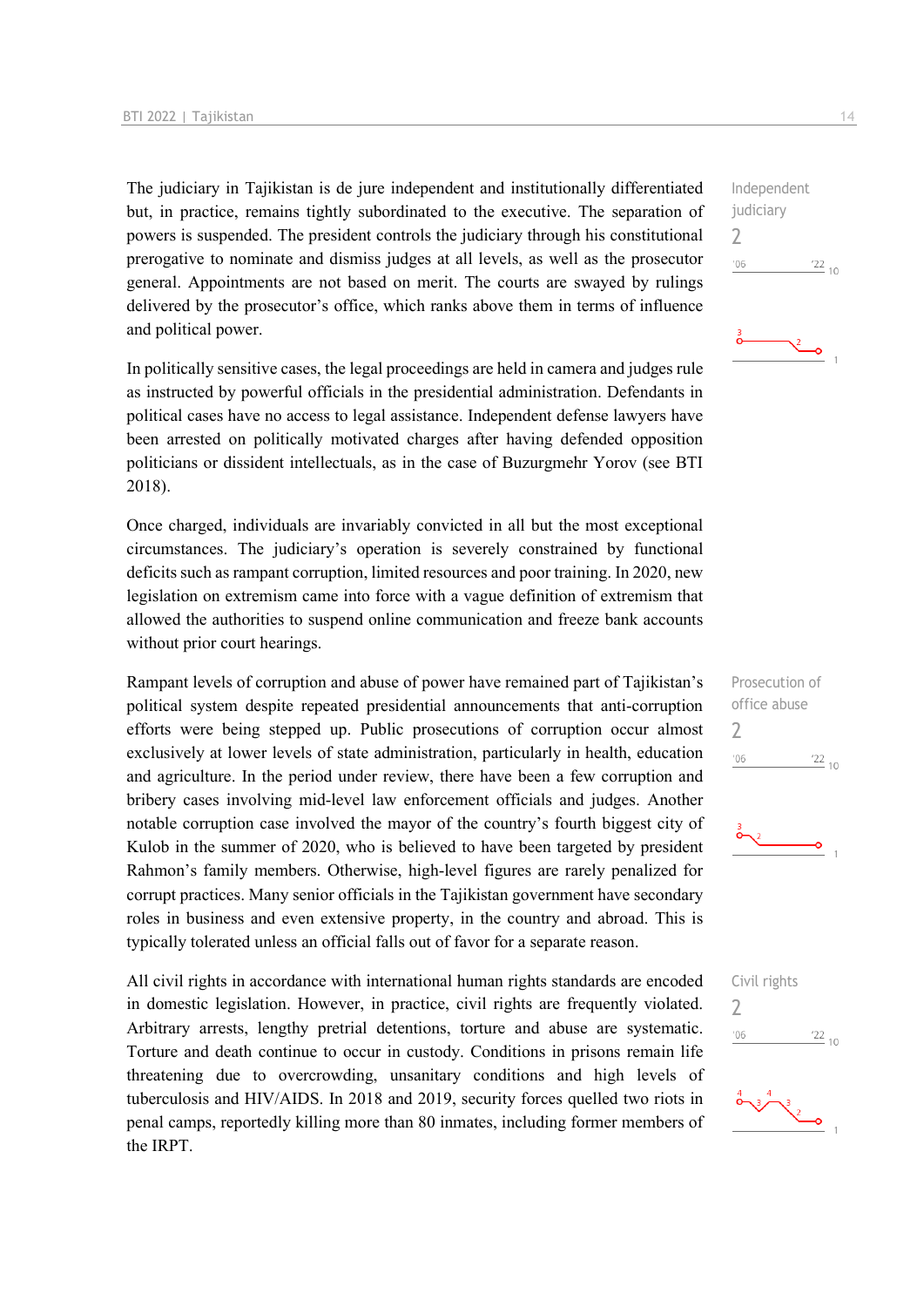The judiciary in Tajikistan is de jure independent and institutionally differentiated but, in practice, remains tightly subordinated to the executive. The separation of powers is suspended. The president controls the judiciary through his constitutional prerogative to nominate and dismiss judges at all levels, as well as the prosecutor general. Appointments are not based on merit. The courts are swayed by rulings delivered by the prosecutor's office, which ranks above them in terms of influence and political power.

Independent judiciary
2

In politically sensitive cases, the legal proceedings are held in camera and judges rule as instructed by powerful officials in the presidential administration. Defendants in political cases have no access to legal assistance. Independent defense lawyers have been arrested on politically motivated charges after having defended opposition politicians or dissident intellectuals, as in the case of Buzurgmehr Yorov (see BTI 2018).

Once charged, individuals are invariably convicted in all but the most exceptional circumstances. The judiciary's operation is severely constrained by functional deficits such as rampant corruption, limited resources and poor training. In 2020, new legislation on extremism came into force with a vague definition of extremism that allowed the authorities to suspend online communication and freeze bank accounts without prior court hearings.

Rampant levels of corruption and abuse of power have remained part of Tajikistan's political system despite repeated presidential announcements that anti-corruption efforts were being stepped up. Public prosecutions of corruption occur almost exclusively at lower levels of state administration, particularly in health, education and agriculture. In the period under review, there have been a few corruption and bribery cases involving mid-level law enforcement officials and judges. Another notable corruption case involved the mayor of the country's fourth biggest city of Kulob in the summer of 2020, who is believed to have been targeted by president Rahmon's family members. Otherwise, high-level figures are rarely penalized for corrupt practices. Many senior officials in the Tajikistan government have secondary roles in business and even extensive property, in the country and abroad. This is typically tolerated unless an official falls out of favor for a separate reason.

Prosecution of office abuse
2

All civil rights in accordance with international human rights standards are encoded in domestic legislation. However, in practice, civil rights are frequently violated. Arbitrary arrests, lengthy pretrial detentions, torture and abuse are systematic. Torture and death continue to occur in custody. Conditions in prisons remain life threatening due to overcrowding, unsanitary conditions and high levels of tuberculosis and HIV/AIDS. In 2018 and 2019, security forces quelled two riots in penal camps, reportedly killing more than 80 inmates, including former members of the IRPT.

Civil rights
2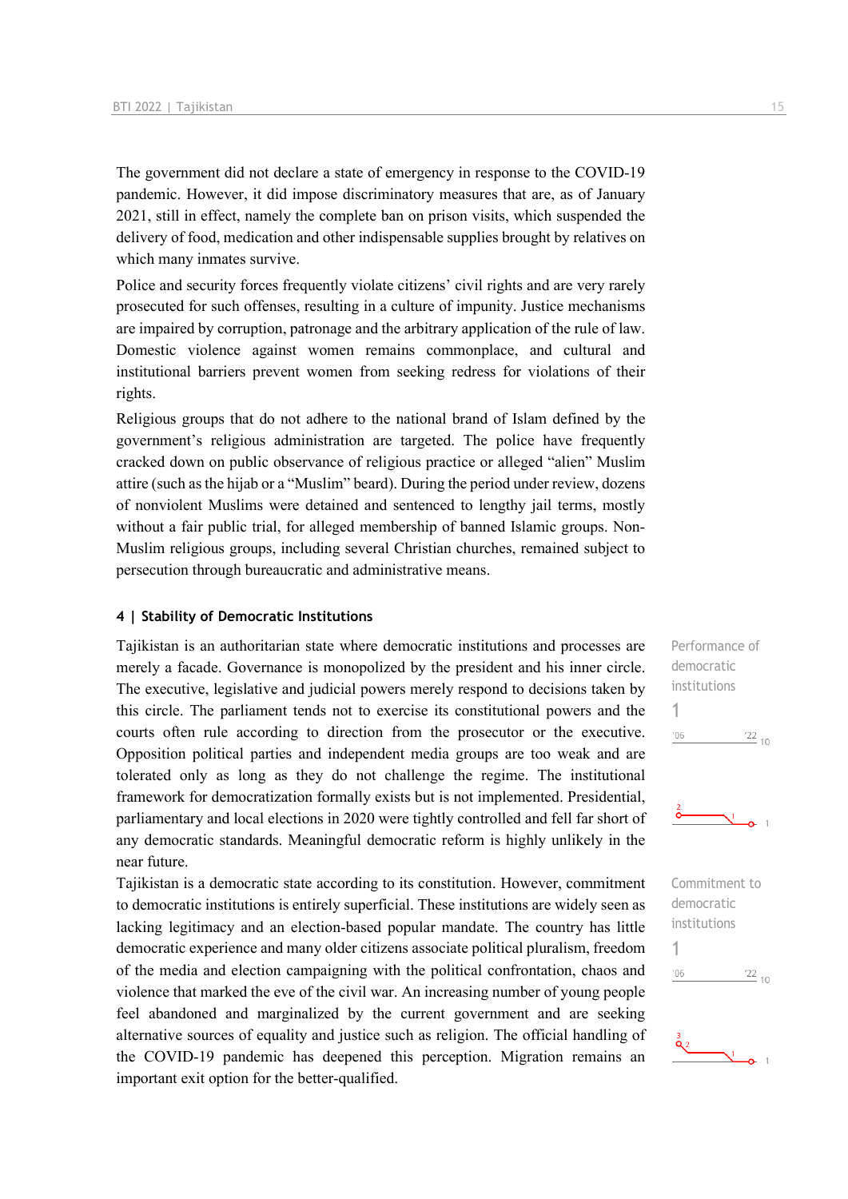The government did not declare a state of emergency in response to the COVID-19 pandemic. However, it did impose discriminatory measures that are, as of January 2021, still in effect, namely the complete ban on prison visits, which suspended the delivery of food, medication and other indispensable supplies brought by relatives on which many inmates survive.

Police and security forces frequently violate citizens' civil rights and are very rarely prosecuted for such offenses, resulting in a culture of impunity. Justice mechanisms are impaired by corruption, patronage and the arbitrary application of the rule of law. Domestic violence against women remains commonplace, and cultural and institutional barriers prevent women from seeking redress for violations of their rights.

Religious groups that do not adhere to the national brand of Islam defined by the government's religious administration are targeted. The police have frequently cracked down on public observance of religious practice or alleged "alien" Muslim attire (such as the hijab or a "Muslim" beard). During the period under review, dozens of nonviolent Muslims were detained and sentenced to lengthy jail terms, mostly without a fair public trial, for alleged membership of banned Islamic groups. Non-Muslim religious groups, including several Christian churches, remained subject to persecution through bureaucratic and administrative means.

#### 4 | Stability of Democratic Institutions

Performance of democratic institutions

1

Tajikistan is an authoritarian state where democratic institutions and processes are merely a facade. Governance is monopolized by the president and his inner circle. The executive, legislative and judicial powers merely respond to decisions taken by this circle. The parliament tends not to exercise its constitutional powers and the courts often rule according to direction from the prosecutor or the executive. Opposition political parties and independent media groups are too weak and are tolerated only as long as they do not challenge the regime. The institutional framework for democratization formally exists but is not implemented. Presidential, parliamentary and local elections in 2020 were tightly controlled and fell far short of any democratic standards. Meaningful democratic reform is highly unlikely in the near future.

Commitment to democratic institutions

1

Tajikistan is a democratic state according to its constitution. However, commitment to democratic institutions is entirely superficial. These institutions are widely seen as lacking legitimacy and an election-based popular mandate. The country has little democratic experience and many older citizens associate political pluralism, freedom of the media and election campaigning with the political confrontation, chaos and violence that marked the eve of the civil war. An increasing number of young people feel abandoned and marginalized by the current government and are seeking alternative sources of equality and justice such as religion. The official handling of the COVID-19 pandemic has deepened this perception. Migration remains an important exit option for the better-qualified.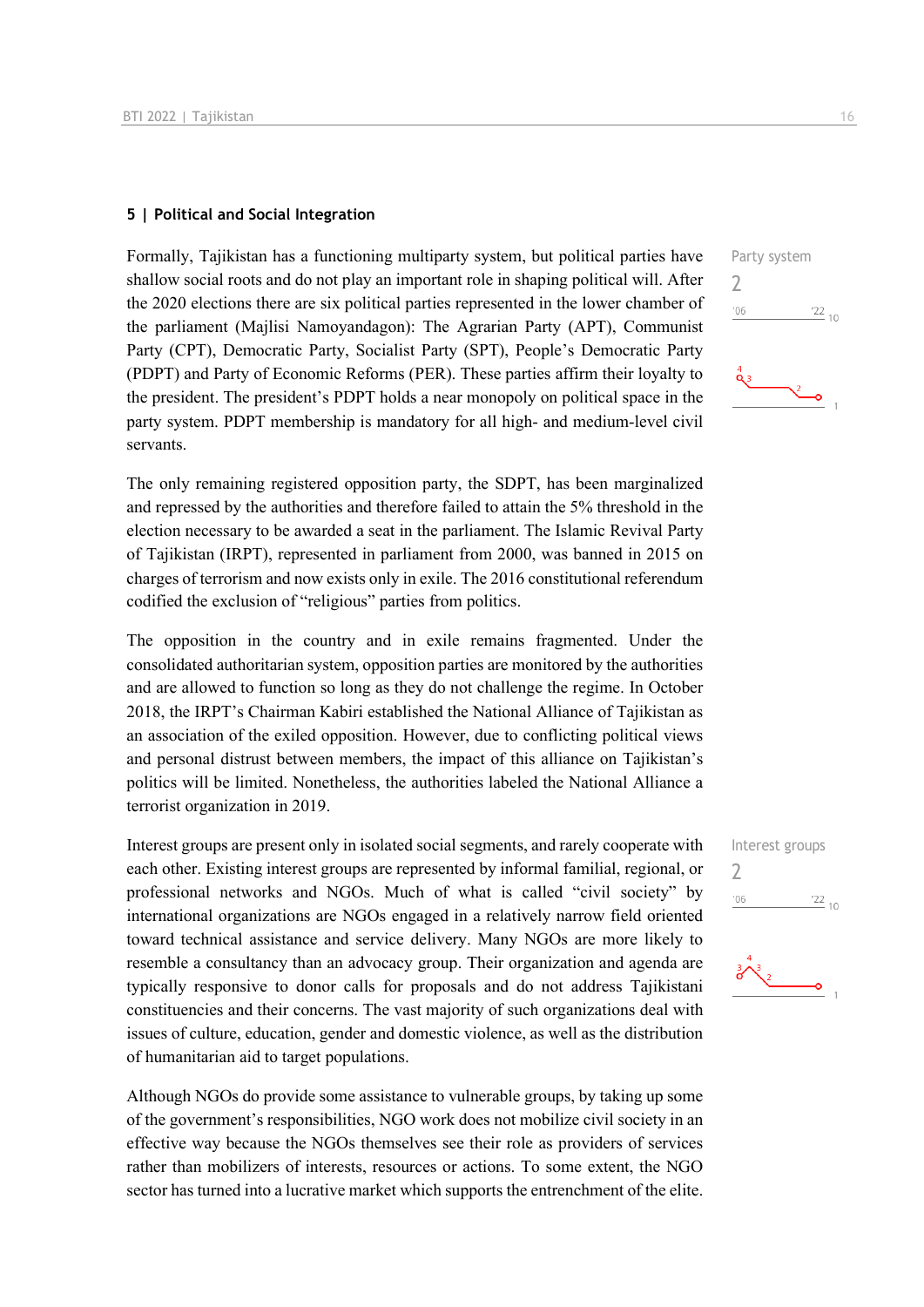## 5 | Political and Social Integration

Party system

2

Formally, Tajikistan has a functioning multiparty system, but political parties have shallow social roots and do not play an important role in shaping political will. After the 2020 elections there are six political parties represented in the lower chamber of the parliament (Majlisi Namoyandagon): The Agrarian Party (APT), Communist Party (CPT), Democratic Party, Socialist Party (SPT), People's Democratic Party (PDPT) and Party of Economic Reforms (PER). These parties affirm their loyalty to the president. The president's PDPT holds a near monopoly on political space in the party system. PDPT membership is mandatory for all high- and medium-level civil servants.

The only remaining registered opposition party, the SDPT, has been marginalized and repressed by the authorities and therefore failed to attain the 5% threshold in the election necessary to be awarded a seat in the parliament. The Islamic Revival Party of Tajikistan (IRPT), represented in parliament from 2000, was banned in 2015 on charges of terrorism and now exists only in exile. The 2016 constitutional referendum codified the exclusion of "religious" parties from politics.

The opposition in the country and in exile remains fragmented. Under the consolidated authoritarian system, opposition parties are monitored by the authorities and are allowed to function so long as they do not challenge the regime. In October 2018, the IRPT's Chairman Kabiri established the National Alliance of Tajikistan as an association of the exiled opposition. However, due to conflicting political views and personal distrust between members, the impact of this alliance on Tajikistan's politics will be limited. Nonetheless, the authorities labeled the National Alliance a terrorist organization in 2019.

Interest groups

2

Interest groups are present only in isolated social segments, and rarely cooperate with each other. Existing interest groups are represented by informal familial, regional, or professional networks and NGOs. Much of what is called "civil society" by international organizations are NGOs engaged in a relatively narrow field oriented toward technical assistance and service delivery. Many NGOs are more likely to resemble a consultancy than an advocacy group. Their organization and agenda are typically responsive to donor calls for proposals and do not address Tajikistani constituencies and their concerns. The vast majority of such organizations deal with issues of culture, education, gender and domestic violence, as well as the distribution of humanitarian aid to target populations.

Although NGOs do provide some assistance to vulnerable groups, by taking up some of the government's responsibilities, NGO work does not mobilize civil society in an effective way because the NGOs themselves see their role as providers of services rather than mobilizers of interests, resources or actions. To some extent, the NGO sector has turned into a lucrative market which supports the entrenchment of the elite.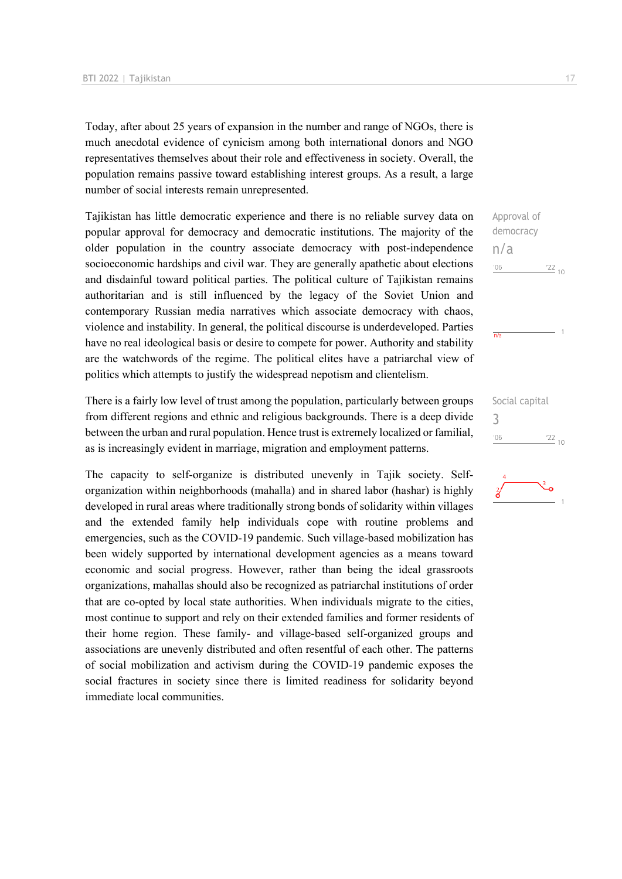Today, after about 25 years of expansion in the number and range of NGOs, there is much anecdotal evidence of cynicism among both international donors and NGO representatives themselves about their role and effectiveness in society. Overall, the population remains passive toward establishing interest groups. As a result, a large number of social interests remain unrepresented.

Tajikistan has little democratic experience and there is no reliable survey data on popular approval for democracy and democratic institutions. The majority of the older population in the country associate democracy with post-independence socioeconomic hardships and civil war. They are generally apathetic about elections and disdainful toward political parties. The political culture of Tajikistan remains authoritarian and is still influenced by the legacy of the Soviet Union and contemporary Russian media narratives which associate democracy with chaos, violence and instability. In general, the political discourse is underdeveloped. Parties have no real ideological basis or desire to compete for power. Authority and stability are the watchwords of the regime. The political elites have a patriarchal view of politics which attempts to justify the widespread nepotism and clientelism.

Approval of democracy
n/a

There is a fairly low level of trust among the population, particularly between groups from different regions and ethnic and religious backgrounds. There is a deep divide between the urban and rural population. Hence trust is extremely localized or familial, as is increasingly evident in marriage, migration and employment patterns.

Social capital
3

The capacity to self-organize is distributed unevenly in Tajik society. Self-organization within neighborhoods (mahalla) and in shared labor (hashar) is highly developed in rural areas where traditionally strong bonds of solidarity within villages and the extended family help individuals cope with routine problems and emergencies, such as the COVID-19 pandemic. Such village-based mobilization has been widely supported by international development agencies as a means toward economic and social progress. However, rather than being the ideal grassroots organizations, mahallas should also be recognized as patriarchal institutions of order that are co-opted by local state authorities. When individuals migrate to the cities, most continue to support and rely on their extended families and former residents of their home region. These family- and village-based self-organized groups and associations are unevenly distributed and often resentful of each other. The patterns of social mobilization and activism during the COVID-19 pandemic exposes the social fractures in society since there is limited readiness for solidarity beyond immediate local communities.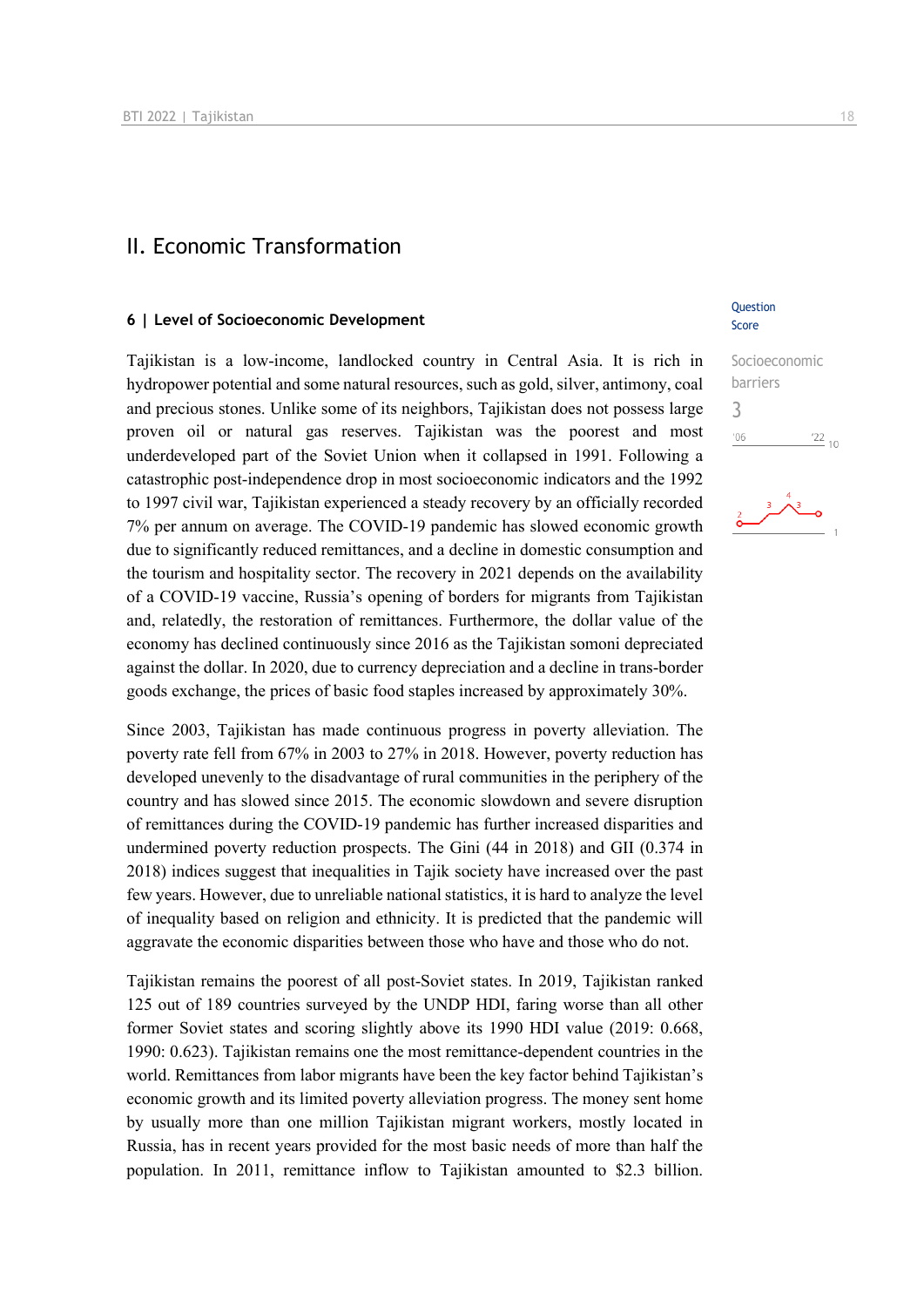## II. Economic Transformation

### 6 | Level of Socioeconomic Development

Question Score

Socioeconomic barriers

3

Tajikistan is a low-income, landlocked country in Central Asia. It is rich in hydropower potential and some natural resources, such as gold, silver, antimony, coal and precious stones. Unlike some of its neighbors, Tajikistan does not possess large proven oil or natural gas reserves. Tajikistan was the poorest and most underdeveloped part of the Soviet Union when it collapsed in 1991. Following a catastrophic post-independence drop in most socioeconomic indicators and the 1992 to 1997 civil war, Tajikistan experienced a steady recovery by an officially recorded 7% per annum on average. The COVID-19 pandemic has slowed economic growth due to significantly reduced remittances, and a decline in domestic consumption and the tourism and hospitality sector. The recovery in 2021 depends on the availability of a COVID-19 vaccine, Russia's opening of borders for migrants from Tajikistan and, relatedly, the restoration of remittances. Furthermore, the dollar value of the economy has declined continuously since 2016 as the Tajikistan somoni depreciated against the dollar. In 2020, due to currency depreciation and a decline in trans-border goods exchange, the prices of basic food staples increased by approximately 30%.

Since 2003, Tajikistan has made continuous progress in poverty alleviation. The poverty rate fell from 67% in 2003 to 27% in 2018. However, poverty reduction has developed unevenly to the disadvantage of rural communities in the periphery of the country and has slowed since 2015. The economic slowdown and severe disruption of remittances during the COVID-19 pandemic has further increased disparities and undermined poverty reduction prospects. The Gini (44 in 2018) and GII (0.374 in 2018) indices suggest that inequalities in Tajik society have increased over the past few years. However, due to unreliable national statistics, it is hard to analyze the level of inequality based on religion and ethnicity. It is predicted that the pandemic will aggravate the economic disparities between those who have and those who do not.

Tajikistan remains the poorest of all post-Soviet states. In 2019, Tajikistan ranked 125 out of 189 countries surveyed by the UNDP HDI, faring worse than all other former Soviet states and scoring slightly above its 1990 HDI value (2019: 0.668, 1990: 0.623). Tajikistan remains one the most remittance-dependent countries in the world. Remittances from labor migrants have been the key factor behind Tajikistan's economic growth and its limited poverty alleviation progress. The money sent home by usually more than one million Tajikistan migrant workers, mostly located in Russia, has in recent years provided for the most basic needs of more than half the population. In 2011, remittance inflow to Tajikistan amounted to $2.3 billion.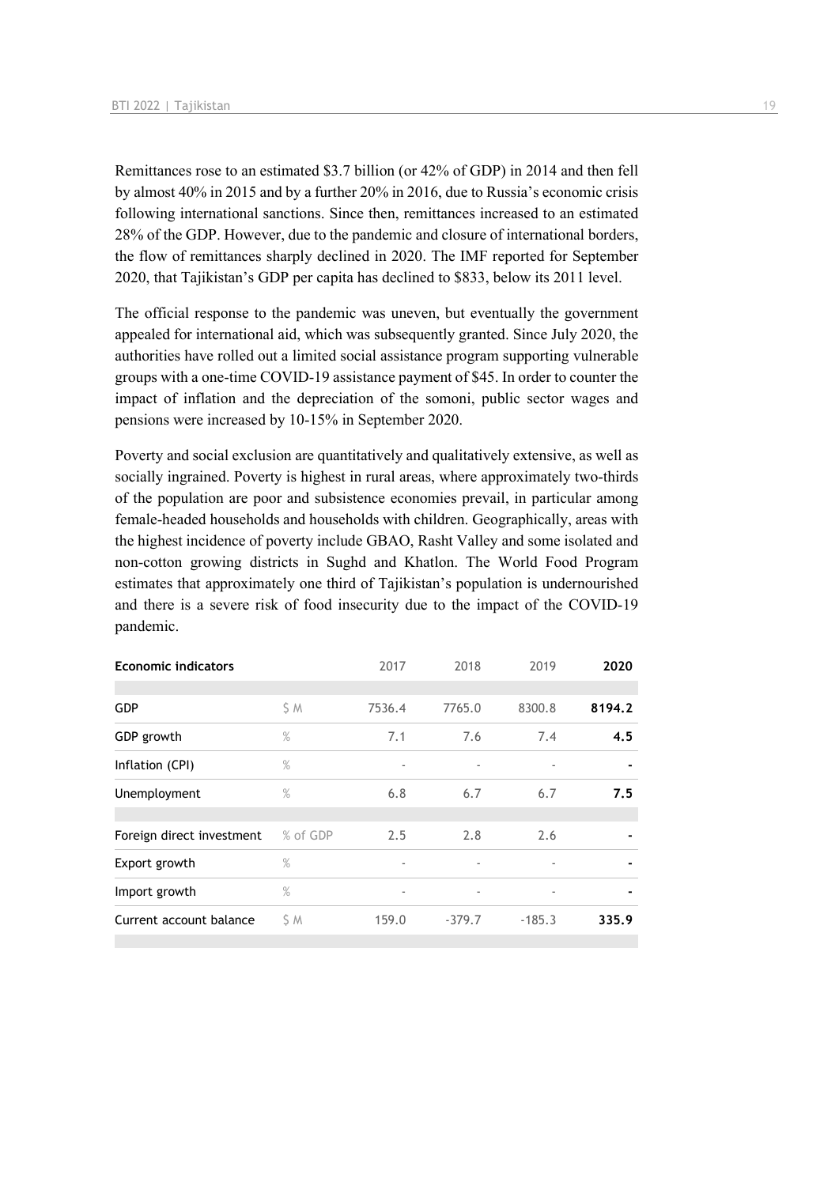Remittances rose to an estimated $3.7 billion (or 42% of GDP) in 2014 and then fell by almost 40% in 2015 and by a further 20% in 2016, due to Russia's economic crisis following international sanctions. Since then, remittances increased to an estimated 28% of the GDP. However, due to the pandemic and closure of international borders, the flow of remittances sharply declined in 2020. The IMF reported for September 2020, that Tajikistan's GDP per capita has declined to $833, below its 2011 level.

The official response to the pandemic was uneven, but eventually the government appealed for international aid, which was subsequently granted. Since July 2020, the authorities have rolled out a limited social assistance program supporting vulnerable groups with a one-time COVID-19 assistance payment of $45. In order to counter the impact of inflation and the depreciation of the somoni, public sector wages and pensions were increased by 10-15% in September 2020.

Poverty and social exclusion are quantitatively and qualitatively extensive, as well as socially ingrained. Poverty is highest in rural areas, where approximately two-thirds of the population are poor and subsistence economies prevail, in particular among female-headed households and households with children. Geographically, areas with the highest incidence of poverty include GBAO, Rasht Valley and some isolated and non-cotton growing districts in Sughd and Khatlon. The World Food Program estimates that approximately one third of Tajikistan's population is undernourished and there is a severe risk of food insecurity due to the impact of the COVID-19 pandemic.

| Economic indicators | | 2017 | 2018 | 2019 | 2020 |
|---|---|---|---|---|---|
| GDP | $ M | 7536.4 | 7765.0 | 8300.8 | **8194.2** |
| GDP growth | % | 7.1 | 7.6 | 7.4 | **4.5** |
| Inflation (CPI) | % | - | - | - | **-** |
| Unemployment | % | 6.8 | 6.7 | 6.7 | **7.5** |
| Foreign direct investment | % of GDP | 2.5 | 2.8 | 2.6 | **-** |
| Export growth | % | - | - | - | **-** |
| Import growth | % | - | - | - | **-** |
| Current account balance | $ M | 159.0 | -379.7 | -185.3 | **335.9** |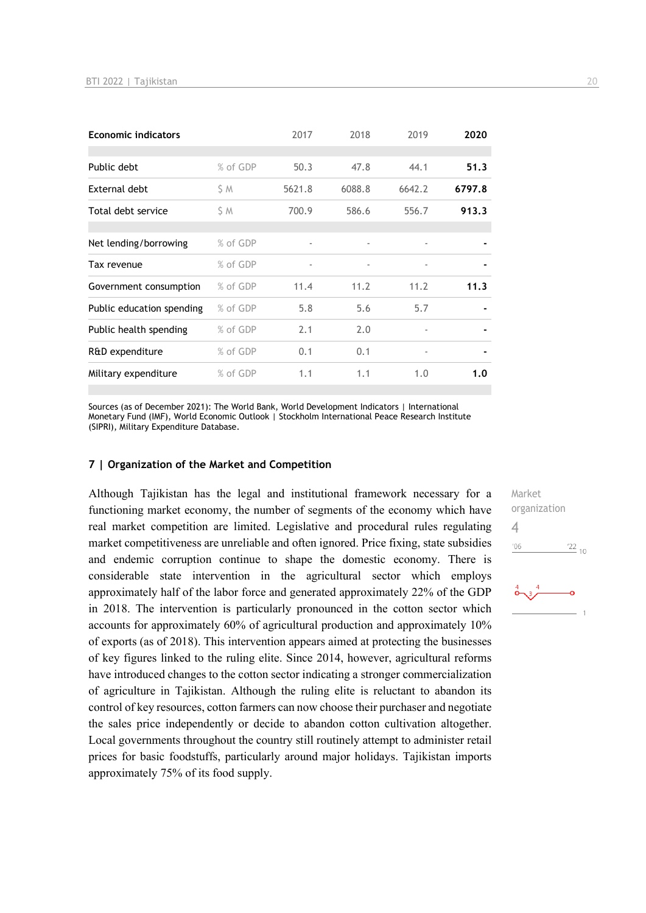| Economic indicators | | 2017 | 2018 | 2019 | 2020 |
|---|---|---|---|---|---|
| Public debt | % of GDP | 50.3 | 47.8 | 44.1 | **51.3** |
| External debt | $ M | 5621.8 | 6088.8 | 6642.2 | **6797.8** |
| Total debt service | $ M | 700.9 | 586.6 | 556.7 | **913.3** |
| Net lending/borrowing | % of GDP | - | - | - | **-** |
| Tax revenue | % of GDP | - | - | - | **-** |
| Government consumption | % of GDP | 11.4 | 11.2 | 11.2 | **11.3** |
| Public education spending | % of GDP | 5.8 | 5.6 | 5.7 | **-** |
| Public health spending | % of GDP | 2.1 | 2.0 | - | **-** |
| R&D expenditure | % of GDP | 0.1 | 0.1 | - | **-** |
| Military expenditure | % of GDP | 1.1 | 1.1 | 1.0 | **1.0** |

Sources (as of December 2021): The World Bank, World Development Indicators | International Monetary Fund (IMF), World Economic Outlook | Stockholm International Peace Research Institute (SIPRI), Military Expenditure Database.

## 7 | Organization of the Market and Competition

Market organization
4

Although Tajikistan has the legal and institutional framework necessary for a functioning market economy, the number of segments of the economy which have real market competition are limited. Legislative and procedural rules regulating market competitiveness are unreliable and often ignored. Price fixing, state subsidies and endemic corruption continue to shape the domestic economy. There is considerable state intervention in the agricultural sector which employs approximately half of the labor force and generated approximately 22% of the GDP in 2018. The intervention is particularly pronounced in the cotton sector which accounts for approximately 60% of agricultural production and approximately 10% of exports (as of 2018). This intervention appears aimed at protecting the businesses of key figures linked to the ruling elite. Since 2014, however, agricultural reforms have introduced changes to the cotton sector indicating a stronger commercialization of agriculture in Tajikistan. Although the ruling elite is reluctant to abandon its control of key resources, cotton farmers can now choose their purchaser and negotiate the sales price independently or decide to abandon cotton cultivation altogether. Local governments throughout the country still routinely attempt to administer retail prices for basic foodstuffs, particularly around major holidays. Tajikistan imports approximately 75% of its food supply.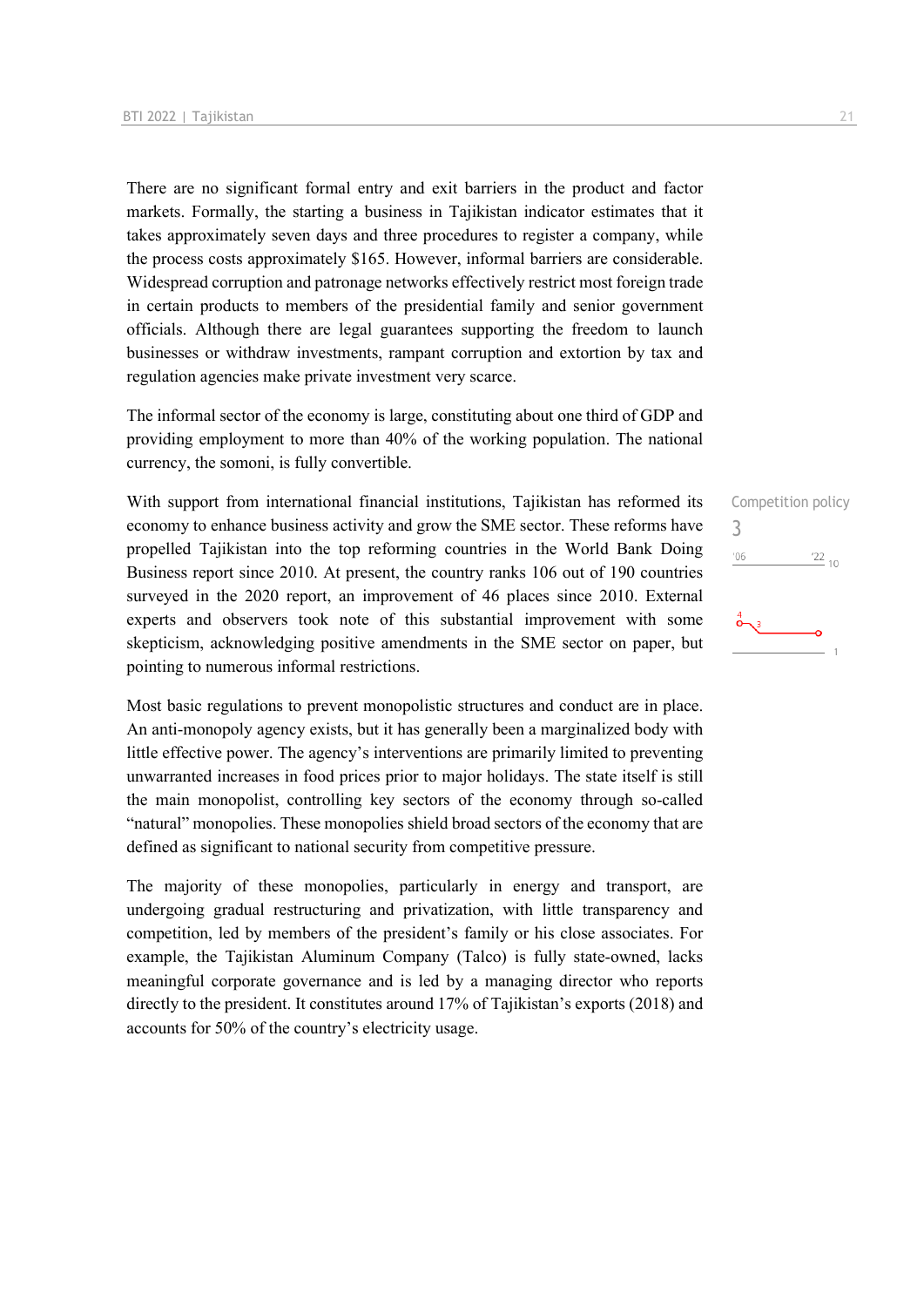There are no significant formal entry and exit barriers in the product and factor markets. Formally, the starting a business in Tajikistan indicator estimates that it takes approximately seven days and three procedures to register a company, while the process costs approximately $165. However, informal barriers are considerable. Widespread corruption and patronage networks effectively restrict most foreign trade in certain products to members of the presidential family and senior government officials. Although there are legal guarantees supporting the freedom to launch businesses or withdraw investments, rampant corruption and extortion by tax and regulation agencies make private investment very scarce.

The informal sector of the economy is large, constituting about one third of GDP and providing employment to more than 40% of the working population. The national currency, the somoni, is fully convertible.

Competition policy
3

With support from international financial institutions, Tajikistan has reformed its economy to enhance business activity and grow the SME sector. These reforms have propelled Tajikistan into the top reforming countries in the World Bank Doing Business report since 2010. At present, the country ranks 106 out of 190 countries surveyed in the 2020 report, an improvement of 46 places since 2010. External experts and observers took note of this substantial improvement with some skepticism, acknowledging positive amendments in the SME sector on paper, but pointing to numerous informal restrictions.

Most basic regulations to prevent monopolistic structures and conduct are in place. An anti-monopoly agency exists, but it has generally been a marginalized body with little effective power. The agency's interventions are primarily limited to preventing unwarranted increases in food prices prior to major holidays. The state itself is still the main monopolist, controlling key sectors of the economy through so-called "natural" monopolies. These monopolies shield broad sectors of the economy that are defined as significant to national security from competitive pressure.

The majority of these monopolies, particularly in energy and transport, are undergoing gradual restructuring and privatization, with little transparency and competition, led by members of the president's family or his close associates. For example, the Tajikistan Aluminum Company (Talco) is fully state-owned, lacks meaningful corporate governance and is led by a managing director who reports directly to the president. It constitutes around 17% of Tajikistan's exports (2018) and accounts for 50% of the country's electricity usage.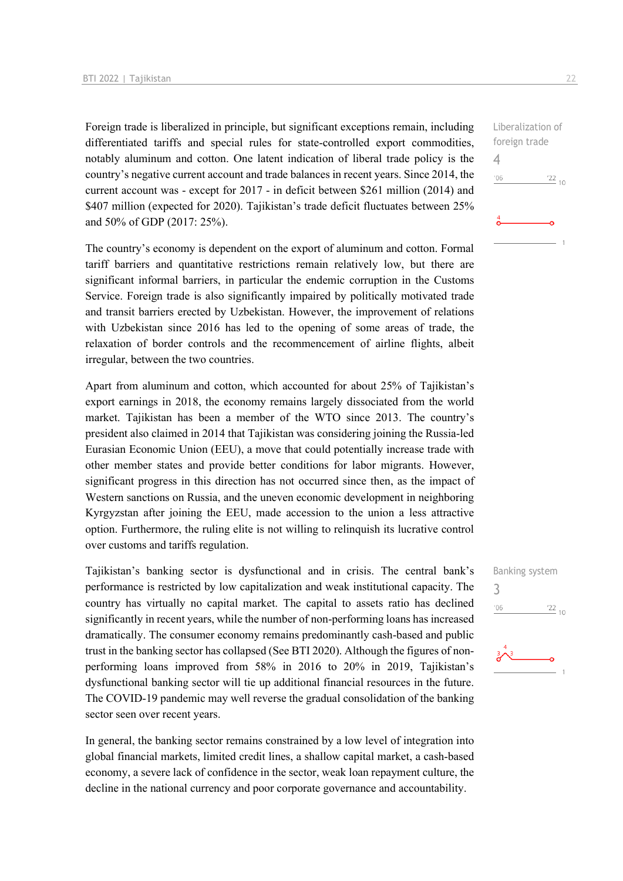Foreign trade is liberalized in principle, but significant exceptions remain, including differentiated tariffs and special rules for state-controlled export commodities, notably aluminum and cotton. One latent indication of liberal trade policy is the country's negative current account and trade balances in recent years. Since 2014, the current account was - except for 2017 - in deficit between $261 million (2014) and $407 million (expected for 2020). Tajikistan's trade deficit fluctuates between 25% and 50% of GDP (2017: 25%).

Liberalization of foreign trade
4

The country's economy is dependent on the export of aluminum and cotton. Formal tariff barriers and quantitative restrictions remain relatively low, but there are significant informal barriers, in particular the endemic corruption in the Customs Service. Foreign trade is also significantly impaired by politically motivated trade and transit barriers erected by Uzbekistan. However, the improvement of relations with Uzbekistan since 2016 has led to the opening of some areas of trade, the relaxation of border controls and the recommencement of airline flights, albeit irregular, between the two countries.

Apart from aluminum and cotton, which accounted for about 25% of Tajikistan's export earnings in 2018, the economy remains largely dissociated from the world market. Tajikistan has been a member of the WTO since 2013. The country's president also claimed in 2014 that Tajikistan was considering joining the Russia-led Eurasian Economic Union (EEU), a move that could potentially increase trade with other member states and provide better conditions for labor migrants. However, significant progress in this direction has not occurred since then, as the impact of Western sanctions on Russia, and the uneven economic development in neighboring Kyrgyzstan after joining the EEU, made accession to the union a less attractive option. Furthermore, the ruling elite is not willing to relinquish its lucrative control over customs and tariffs regulation.

Tajikistan's banking sector is dysfunctional and in crisis. The central bank's performance is restricted by low capitalization and weak institutional capacity. The country has virtually no capital market. The capital to assets ratio has declined significantly in recent years, while the number of non-performing loans has increased dramatically. The consumer economy remains predominantly cash-based and public trust in the banking sector has collapsed (See BTI 2020). Although the figures of non-performing loans improved from 58% in 2016 to 20% in 2019, Tajikistan's dysfunctional banking sector will tie up additional financial resources in the future. The COVID-19 pandemic may well reverse the gradual consolidation of the banking sector seen over recent years.

Banking system
3

In general, the banking sector remains constrained by a low level of integration into global financial markets, limited credit lines, a shallow capital market, a cash-based economy, a severe lack of confidence in the sector, weak loan repayment culture, the decline in the national currency and poor corporate governance and accountability.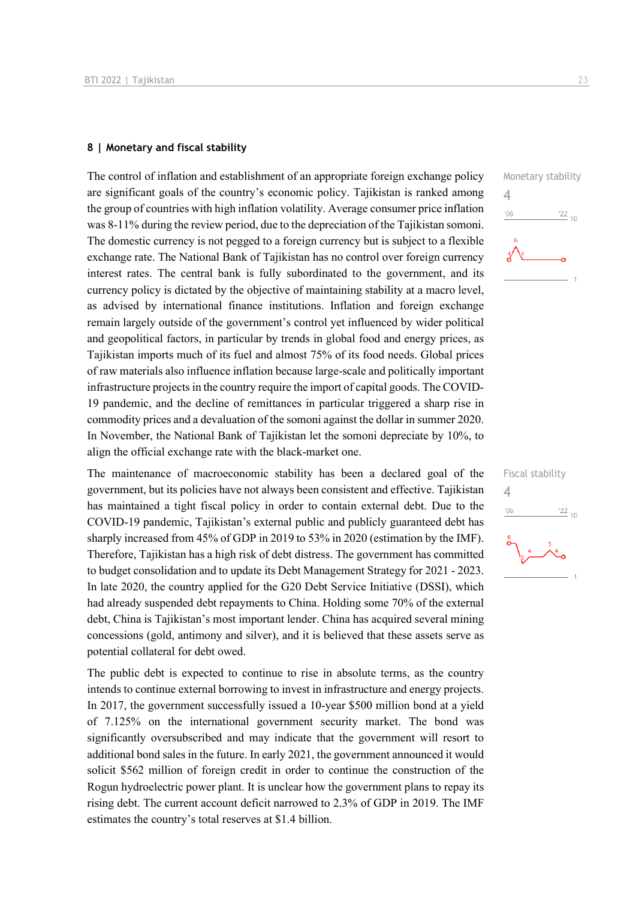## 8 | Monetary and fiscal stability

Monetary stability
4

The control of inflation and establishment of an appropriate foreign exchange policy are significant goals of the country's economic policy. Tajikistan is ranked among the group of countries with high inflation volatility. Average consumer price inflation was 8-11% during the review period, due to the depreciation of the Tajikistan somoni. The domestic currency is not pegged to a foreign currency but is subject to a flexible exchange rate. The National Bank of Tajikistan has no control over foreign currency interest rates. The central bank is fully subordinated to the government, and its currency policy is dictated by the objective of maintaining stability at a macro level, as advised by international finance institutions. Inflation and foreign exchange remain largely outside of the government's control yet influenced by wider political and geopolitical factors, in particular by trends in global food and energy prices, as Tajikistan imports much of its fuel and almost 75% of its food needs. Global prices of raw materials also influence inflation because large-scale and politically important infrastructure projects in the country require the import of capital goods. The COVID-19 pandemic, and the decline of remittances in particular triggered a sharp rise in commodity prices and a devaluation of the somoni against the dollar in summer 2020. In November, the National Bank of Tajikistan let the somoni depreciate by 10%, to align the official exchange rate with the black-market one.

Fiscal stability
4

The maintenance of macroeconomic stability has been a declared goal of the government, but its policies have not always been consistent and effective. Tajikistan has maintained a tight fiscal policy in order to contain external debt. Due to the COVID-19 pandemic, Tajikistan's external public and publicly guaranteed debt has sharply increased from 45% of GDP in 2019 to 53% in 2020 (estimation by the IMF). Therefore, Tajikistan has a high risk of debt distress. The government has committed to budget consolidation and to update its Debt Management Strategy for 2021 - 2023. In late 2020, the country applied for the G20 Debt Service Initiative (DSSI), which had already suspended debt repayments to China. Holding some 70% of the external debt, China is Tajikistan's most important lender. China has acquired several mining concessions (gold, antimony and silver), and it is believed that these assets serve as potential collateral for debt owed.

The public debt is expected to continue to rise in absolute terms, as the country intends to continue external borrowing to invest in infrastructure and energy projects. In 2017, the government successfully issued a 10-year $500 million bond at a yield of 7.125% on the international government security market. The bond was significantly oversubscribed and may indicate that the government will resort to additional bond sales in the future. In early 2021, the government announced it would solicit $562 million of foreign credit in order to continue the construction of the Rogun hydroelectric power plant. It is unclear how the government plans to repay its rising debt. The current account deficit narrowed to 2.3% of GDP in 2019. The IMF estimates the country's total reserves at $1.4 billion.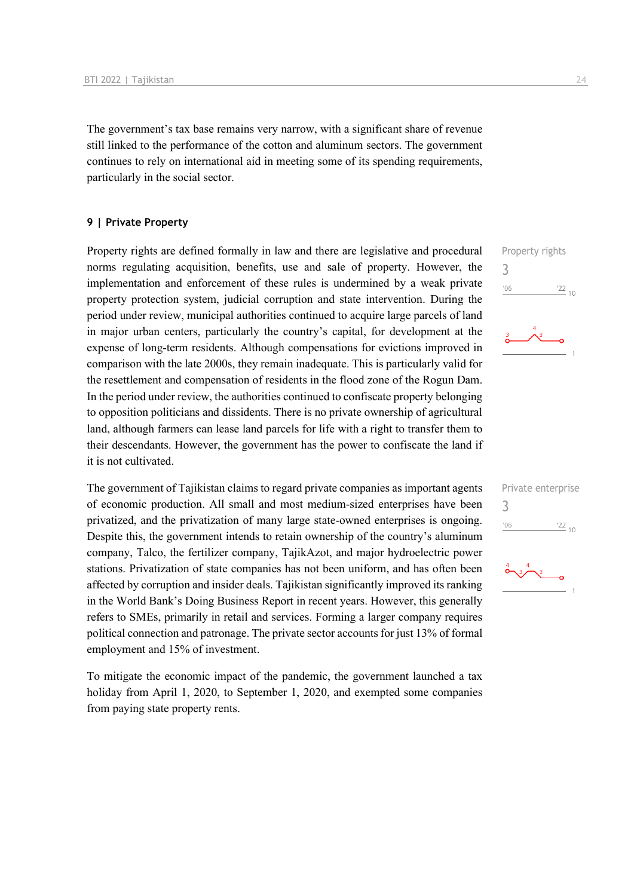The government's tax base remains very narrow, with a significant share of revenue still linked to the performance of the cotton and aluminum sectors. The government continues to rely on international aid in meeting some of its spending requirements, particularly in the social sector.

## 9 | Private Property

Property rights

3

Property rights are defined formally in law and there are legislative and procedural norms regulating acquisition, benefits, use and sale of property. However, the implementation and enforcement of these rules is undermined by a weak private property protection system, judicial corruption and state intervention. During the period under review, municipal authorities continued to acquire large parcels of land in major urban centers, particularly the country's capital, for development at the expense of long-term residents. Although compensations for evictions improved in comparison with the late 2000s, they remain inadequate. This is particularly valid for the resettlement and compensation of residents in the flood zone of the Rogun Dam. In the period under review, the authorities continued to confiscate property belonging to opposition politicians and dissidents. There is no private ownership of agricultural land, although farmers can lease land parcels for life with a right to transfer them to their descendants. However, the government has the power to confiscate the land if it is not cultivated.

Private enterprise

3

The government of Tajikistan claims to regard private companies as important agents of economic production. All small and most medium-sized enterprises have been privatized, and the privatization of many large state-owned enterprises is ongoing. Despite this, the government intends to retain ownership of the country's aluminum company, Talco, the fertilizer company, TajikAzot, and major hydroelectric power stations. Privatization of state companies has not been uniform, and has often been affected by corruption and insider deals. Tajikistan significantly improved its ranking in the World Bank's Doing Business Report in recent years. However, this generally refers to SMEs, primarily in retail and services. Forming a larger company requires political connection and patronage. The private sector accounts for just 13% of formal employment and 15% of investment.

To mitigate the economic impact of the pandemic, the government launched a tax holiday from April 1, 2020, to September 1, 2020, and exempted some companies from paying state property rents.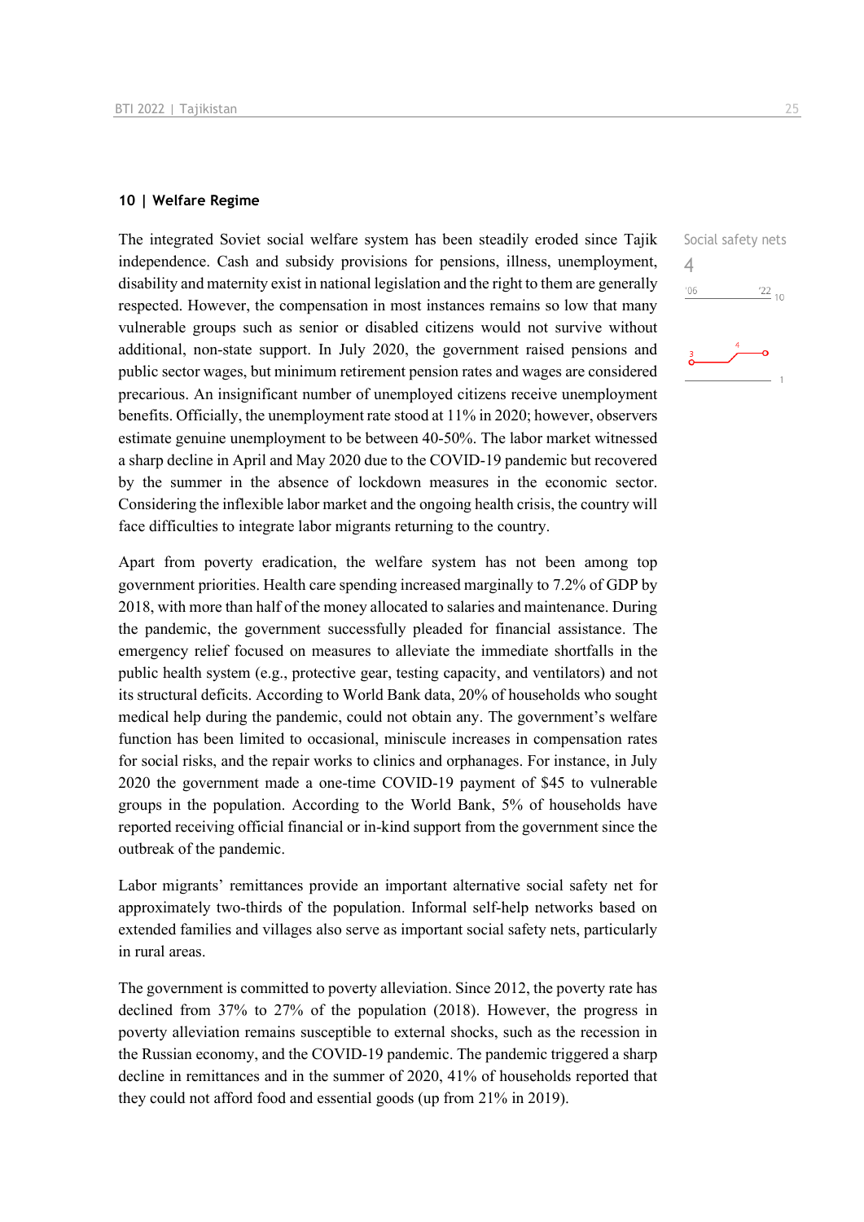## 10 | Welfare Regime

Social safety nets

4

The integrated Soviet social welfare system has been steadily eroded since Tajik independence. Cash and subsidy provisions for pensions, illness, unemployment, disability and maternity exist in national legislation and the right to them are generally respected. However, the compensation in most instances remains so low that many vulnerable groups such as senior or disabled citizens would not survive without additional, non-state support. In July 2020, the government raised pensions and public sector wages, but minimum retirement pension rates and wages are considered precarious. An insignificant number of unemployed citizens receive unemployment benefits. Officially, the unemployment rate stood at 11% in 2020; however, observers estimate genuine unemployment to be between 40-50%. The labor market witnessed a sharp decline in April and May 2020 due to the COVID-19 pandemic but recovered by the summer in the absence of lockdown measures in the economic sector. Considering the inflexible labor market and the ongoing health crisis, the country will face difficulties to integrate labor migrants returning to the country.

Apart from poverty eradication, the welfare system has not been among top government priorities. Health care spending increased marginally to 7.2% of GDP by 2018, with more than half of the money allocated to salaries and maintenance. During the pandemic, the government successfully pleaded for financial assistance. The emergency relief focused on measures to alleviate the immediate shortfalls in the public health system (e.g., protective gear, testing capacity, and ventilators) and not its structural deficits. According to World Bank data, 20% of households who sought medical help during the pandemic, could not obtain any. The government's welfare function has been limited to occasional, miniscule increases in compensation rates for social risks, and the repair works to clinics and orphanages. For instance, in July 2020 the government made a one-time COVID-19 payment of $45 to vulnerable groups in the population. According to the World Bank, 5% of households have reported receiving official financial or in-kind support from the government since the outbreak of the pandemic.

Labor migrants' remittances provide an important alternative social safety net for approximately two-thirds of the population. Informal self-help networks based on extended families and villages also serve as important social safety nets, particularly in rural areas.

The government is committed to poverty alleviation. Since 2012, the poverty rate has declined from 37% to 27% of the population (2018). However, the progress in poverty alleviation remains susceptible to external shocks, such as the recession in the Russian economy, and the COVID-19 pandemic. The pandemic triggered a sharp decline in remittances and in the summer of 2020, 41% of households reported that they could not afford food and essential goods (up from 21% in 2019).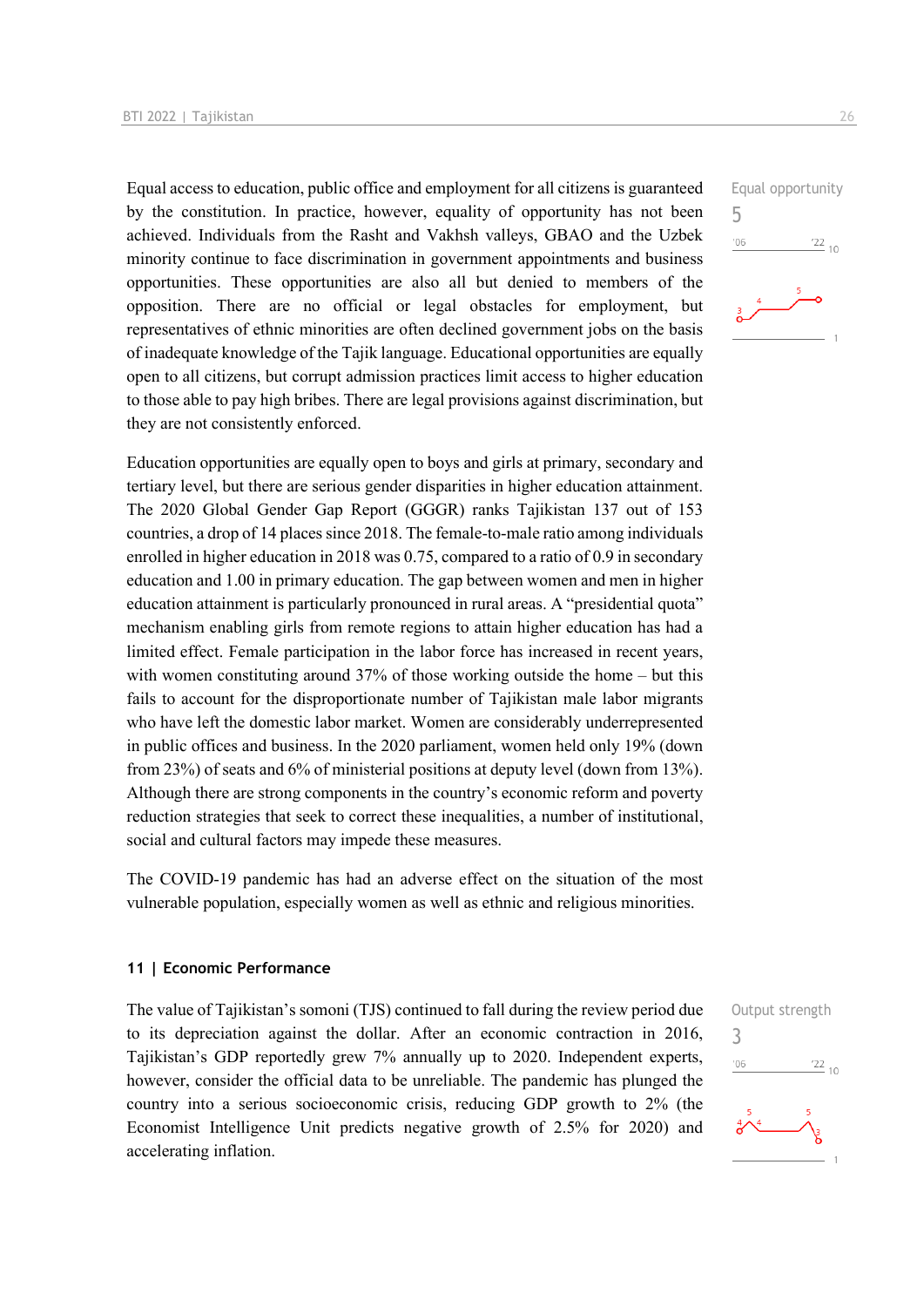Equal opportunity

5

Equal access to education, public office and employment for all citizens is guaranteed by the constitution. In practice, however, equality of opportunity has not been achieved. Individuals from the Rasht and Vakhsh valleys, GBAO and the Uzbek minority continue to face discrimination in government appointments and business opportunities. These opportunities are also all but denied to members of the opposition. There are no official or legal obstacles for employment, but representatives of ethnic minorities are often declined government jobs on the basis of inadequate knowledge of the Tajik language. Educational opportunities are equally open to all citizens, but corrupt admission practices limit access to higher education to those able to pay high bribes. There are legal provisions against discrimination, but they are not consistently enforced.

Education opportunities are equally open to boys and girls at primary, secondary and tertiary level, but there are serious gender disparities in higher education attainment. The 2020 Global Gender Gap Report (GGGR) ranks Tajikistan 137 out of 153 countries, a drop of 14 places since 2018. The female-to-male ratio among individuals enrolled in higher education in 2018 was 0.75, compared to a ratio of 0.9 in secondary education and 1.00 in primary education. The gap between women and men in higher education attainment is particularly pronounced in rural areas. A "presidential quota" mechanism enabling girls from remote regions to attain higher education has had a limited effect. Female participation in the labor force has increased in recent years, with women constituting around 37% of those working outside the home – but this fails to account for the disproportionate number of Tajikistan male labor migrants who have left the domestic labor market. Women are considerably underrepresented in public offices and business. In the 2020 parliament, women held only 19% (down from 23%) of seats and 6% of ministerial positions at deputy level (down from 13%). Although there are strong components in the country's economic reform and poverty reduction strategies that seek to correct these inequalities, a number of institutional, social and cultural factors may impede these measures.

The COVID-19 pandemic has had an adverse effect on the situation of the most vulnerable population, especially women as well as ethnic and religious minorities.

## 11 | Economic Performance

Output strength

3

The value of Tajikistan's somoni (TJS) continued to fall during the review period due to its depreciation against the dollar. After an economic contraction in 2016, Tajikistan's GDP reportedly grew 7% annually up to 2020. Independent experts, however, consider the official data to be unreliable. The pandemic has plunged the country into a serious socioeconomic crisis, reducing GDP growth to 2% (the Economist Intelligence Unit predicts negative growth of 2.5% for 2020) and accelerating inflation.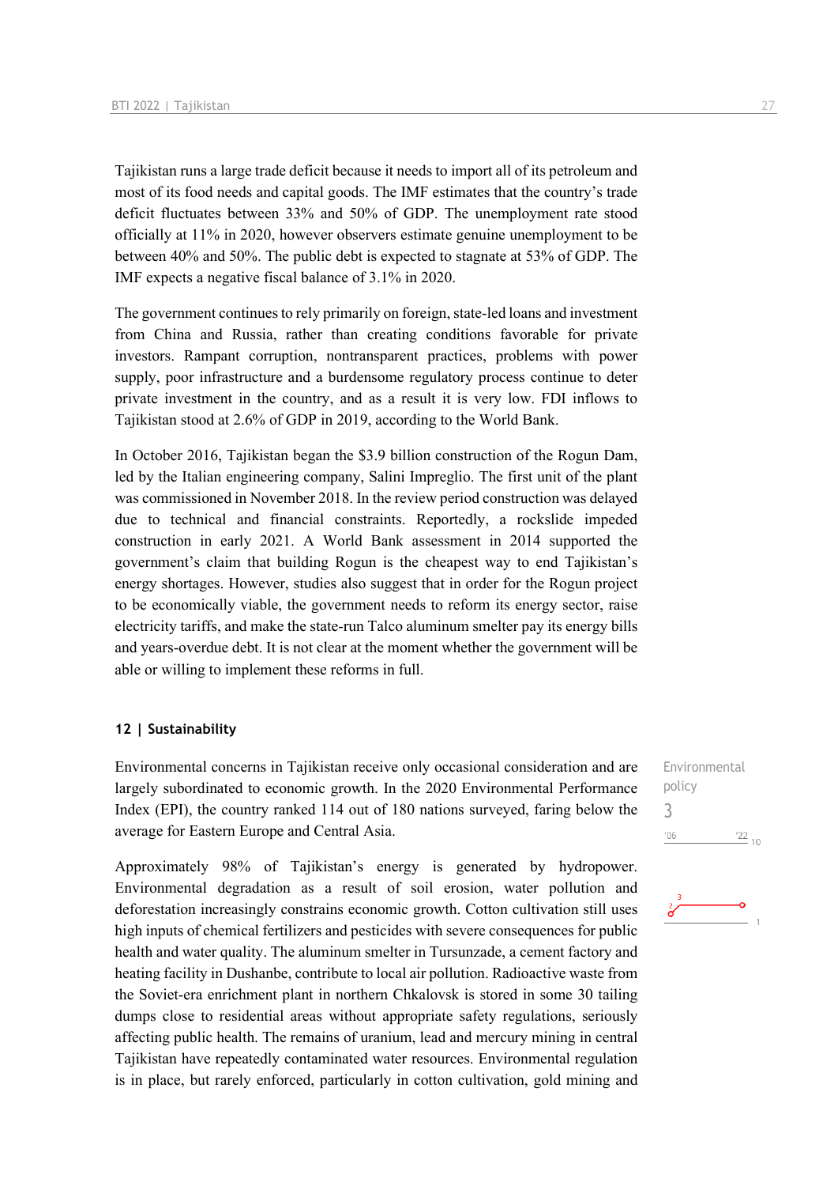Tajikistan runs a large trade deficit because it needs to import all of its petroleum and most of its food needs and capital goods. The IMF estimates that the country's trade deficit fluctuates between 33% and 50% of GDP. The unemployment rate stood officially at 11% in 2020, however observers estimate genuine unemployment to be between 40% and 50%. The public debt is expected to stagnate at 53% of GDP. The IMF expects a negative fiscal balance of 3.1% in 2020.

The government continues to rely primarily on foreign, state-led loans and investment from China and Russia, rather than creating conditions favorable for private investors. Rampant corruption, nontransparent practices, problems with power supply, poor infrastructure and a burdensome regulatory process continue to deter private investment in the country, and as a result it is very low. FDI inflows to Tajikistan stood at 2.6% of GDP in 2019, according to the World Bank.

In October 2016, Tajikistan began the $3.9 billion construction of the Rogun Dam, led by the Italian engineering company, Salini Impreglio. The first unit of the plant was commissioned in November 2018. In the review period construction was delayed due to technical and financial constraints. Reportedly, a rockslide impeded construction in early 2021. A World Bank assessment in 2014 supported the government's claim that building Rogun is the cheapest way to end Tajikistan's energy shortages. However, studies also suggest that in order for the Rogun project to be economically viable, the government needs to reform its energy sector, raise electricity tariffs, and make the state-run Talco aluminum smelter pay its energy bills and years-overdue debt. It is not clear at the moment whether the government will be able or willing to implement these reforms in full.

## 12 | Sustainability

Environmental policy

3

'06 '22 10

Environmental concerns in Tajikistan receive only occasional consideration and are largely subordinated to economic growth. In the 2020 Environmental Performance Index (EPI), the country ranked 114 out of 180 nations surveyed, faring below the average for Eastern Europe and Central Asia.

Approximately 98% of Tajikistan's energy is generated by hydropower. Environmental degradation as a result of soil erosion, water pollution and deforestation increasingly constrains economic growth. Cotton cultivation still uses high inputs of chemical fertilizers and pesticides with severe consequences for public health and water quality. The aluminum smelter in Tursunzade, a cement factory and heating facility in Dushanbe, contribute to local air pollution. Radioactive waste from the Soviet-era enrichment plant in northern Chkalovsk is stored in some 30 tailing dumps close to residential areas without appropriate safety regulations, seriously affecting public health. The remains of uranium, lead and mercury mining in central Tajikistan have repeatedly contaminated water resources. Environmental regulation is in place, but rarely enforced, particularly in cotton cultivation, gold mining and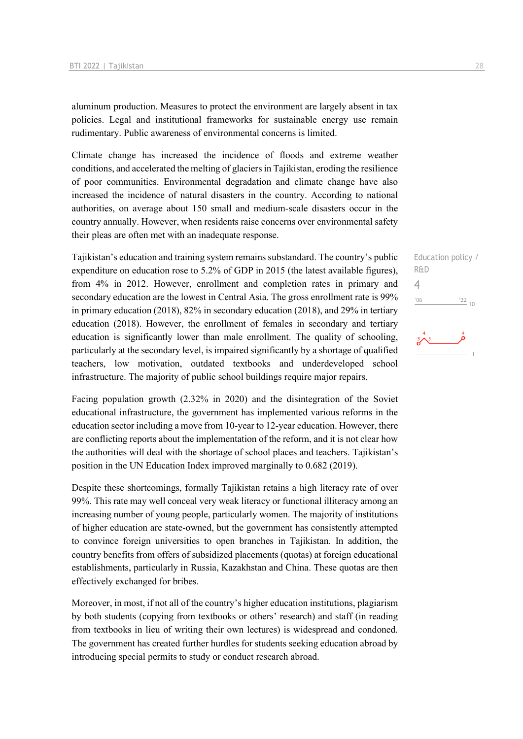aluminum production. Measures to protect the environment are largely absent in tax policies. Legal and institutional frameworks for sustainable energy use remain rudimentary. Public awareness of environmental concerns is limited.

Climate change has increased the incidence of floods and extreme weather conditions, and accelerated the melting of glaciers in Tajikistan, eroding the resilience of poor communities. Environmental degradation and climate change have also increased the incidence of natural disasters in the country. According to national authorities, on average about 150 small and medium-scale disasters occur in the country annually. However, when residents raise concerns over environmental safety their pleas are often met with an inadequate response.

Education policy / R&D

4

Tajikistan's education and training system remains substandard. The country's public expenditure on education rose to 5.2% of GDP in 2015 (the latest available figures), from 4% in 2012. However, enrollment and completion rates in primary and secondary education are the lowest in Central Asia. The gross enrollment rate is 99% in primary education (2018), 82% in secondary education (2018), and 29% in tertiary education (2018). However, the enrollment of females in secondary and tertiary education is significantly lower than male enrollment. The quality of schooling, particularly at the secondary level, is impaired significantly by a shortage of qualified teachers, low motivation, outdated textbooks and underdeveloped school infrastructure. The majority of public school buildings require major repairs.

Facing population growth (2.32% in 2020) and the disintegration of the Soviet educational infrastructure, the government has implemented various reforms in the education sector including a move from 10-year to 12-year education. However, there are conflicting reports about the implementation of the reform, and it is not clear how the authorities will deal with the shortage of school places and teachers. Tajikistan's position in the UN Education Index improved marginally to 0.682 (2019).

Despite these shortcomings, formally Tajikistan retains a high literacy rate of over 99%. This rate may well conceal very weak literacy or functional illiteracy among an increasing number of young people, particularly women. The majority of institutions of higher education are state-owned, but the government has consistently attempted to convince foreign universities to open branches in Tajikistan. In addition, the country benefits from offers of subsidized placements (quotas) at foreign educational establishments, particularly in Russia, Kazakhstan and China. These quotas are then effectively exchanged for bribes.

Moreover, in most, if not all of the country's higher education institutions, plagiarism by both students (copying from textbooks or others' research) and staff (in reading from textbooks in lieu of writing their own lectures) is widespread and condoned. The government has created further hurdles for students seeking education abroad by introducing special permits to study or conduct research abroad.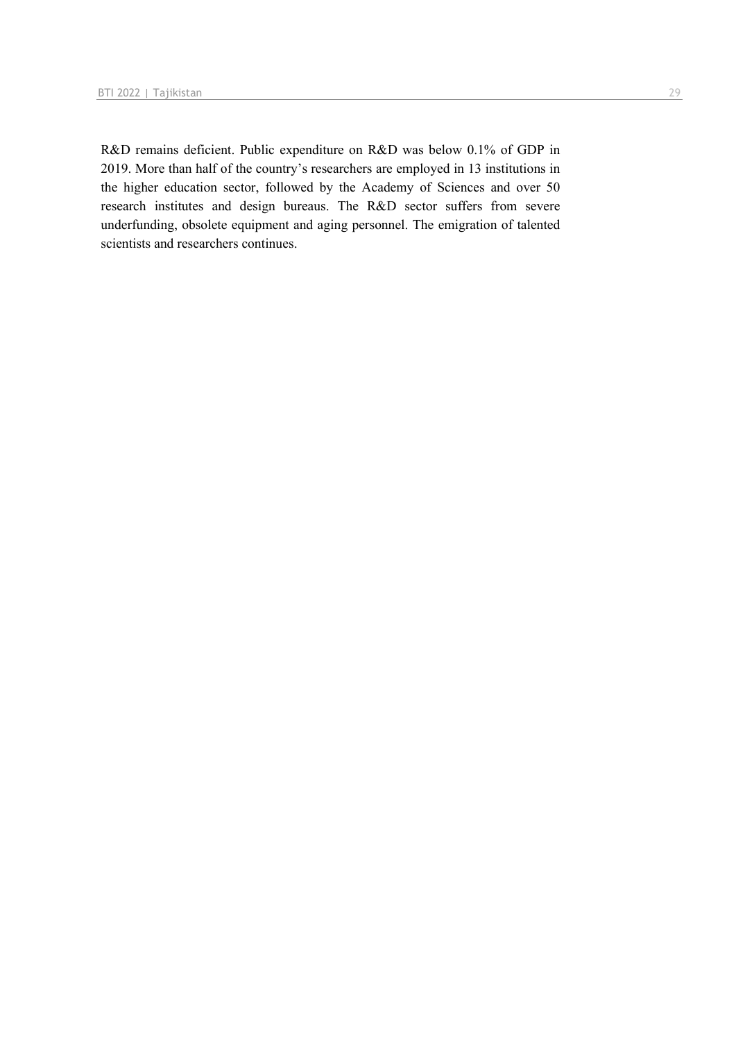R&D remains deficient. Public expenditure on R&D was below 0.1% of GDP in 2019. More than half of the country's researchers are employed in 13 institutions in the higher education sector, followed by the Academy of Sciences and over 50 research institutes and design bureaus. The R&D sector suffers from severe underfunding, obsolete equipment and aging personnel. The emigration of talented scientists and researchers continues.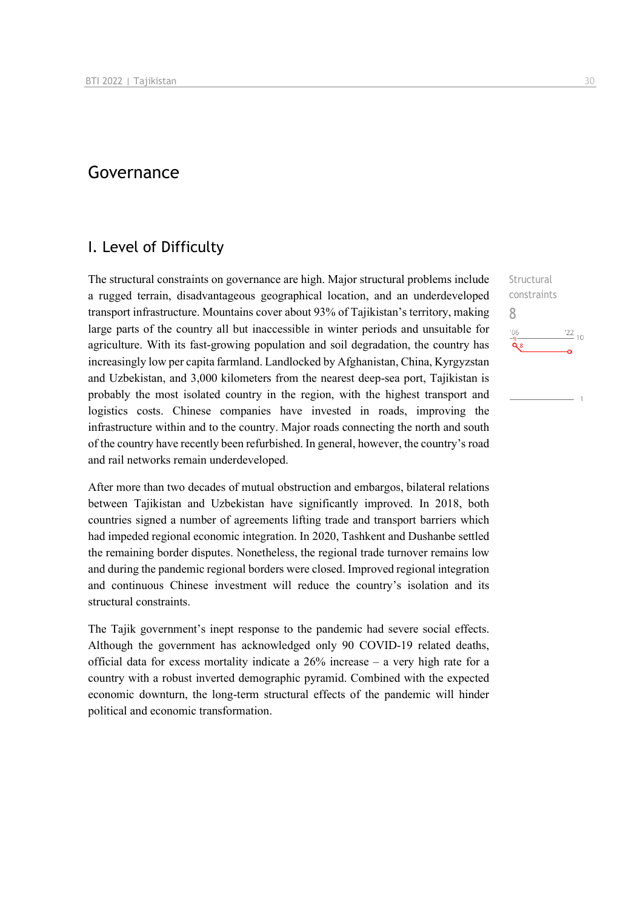# Governance

## I. Level of Difficulty

Structural constraints

8

The structural constraints on governance are high. Major structural problems include a rugged terrain, disadvantageous geographical location, and an underdeveloped transport infrastructure. Mountains cover about 93% of Tajikistan's territory, making large parts of the country all but inaccessible in winter periods and unsuitable for agriculture. With its fast-growing population and soil degradation, the country has increasingly low per capita farmland. Landlocked by Afghanistan, China, Kyrgyzstan and Uzbekistan, and 3,000 kilometers from the nearest deep-sea port, Tajikistan is probably the most isolated country in the region, with the highest transport and logistics costs. Chinese companies have invested in roads, improving the infrastructure within and to the country. Major roads connecting the north and south of the country have recently been refurbished. In general, however, the country's road and rail networks remain underdeveloped.

After more than two decades of mutual obstruction and embargos, bilateral relations between Tajikistan and Uzbekistan have significantly improved. In 2018, both countries signed a number of agreements lifting trade and transport barriers which had impeded regional economic integration. In 2020, Tashkent and Dushanbe settled the remaining border disputes. Nonetheless, the regional trade turnover remains low and during the pandemic regional borders were closed. Improved regional integration and continuous Chinese investment will reduce the country's isolation and its structural constraints.

The Tajik government's inept response to the pandemic had severe social effects. Although the government has acknowledged only 90 COVID-19 related deaths, official data for excess mortality indicate a 26% increase – a very high rate for a country with a robust inverted demographic pyramid. Combined with the expected economic downturn, the long-term structural effects of the pandemic will hinder political and economic transformation.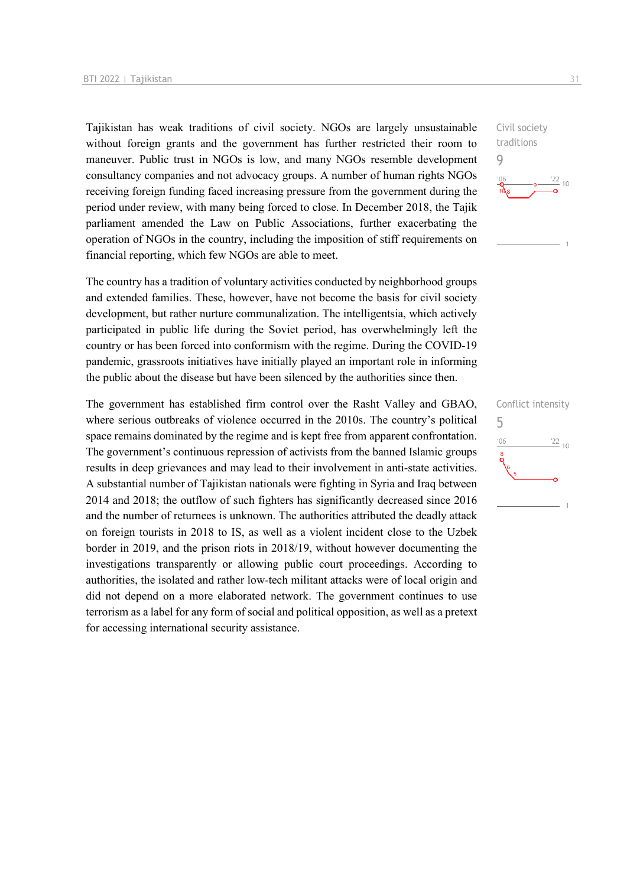Tajikistan has weak traditions of civil society. NGOs are largely unsustainable without foreign grants and the government has further restricted their room to maneuver. Public trust in NGOs is low, and many NGOs resemble development consultancy companies and not advocacy groups. A number of human rights NGOs receiving foreign funding faced increasing pressure from the government during the period under review, with many being forced to close. In December 2018, the Tajik parliament amended the Law on Public Associations, further exacerbating the operation of NGOs in the country, including the imposition of stiff requirements on financial reporting, which few NGOs are able to meet.

Civil society traditions
9

The country has a tradition of voluntary activities conducted by neighborhood groups and extended families. These, however, have not become the basis for civil society development, but rather nurture communalization. The intelligentsia, which actively participated in public life during the Soviet period, has overwhelmingly left the country or has been forced into conformism with the regime. During the COVID-19 pandemic, grassroots initiatives have initially played an important role in informing the public about the disease but have been silenced by the authorities since then.

The government has established firm control over the Rasht Valley and GBAO, where serious outbreaks of violence occurred in the 2010s. The country's political space remains dominated by the regime and is kept free from apparent confrontation. The government's continuous repression of activists from the banned Islamic groups results in deep grievances and may lead to their involvement in anti-state activities. A substantial number of Tajikistan nationals were fighting in Syria and Iraq between 2014 and 2018; the outflow of such fighters has significantly decreased since 2016 and the number of returnees is unknown. The authorities attributed the deadly attack on foreign tourists in 2018 to IS, as well as a violent incident close to the Uzbek border in 2019, and the prison riots in 2018/19, without however documenting the investigations transparently or allowing public court proceedings. According to authorities, the isolated and rather low-tech militant attacks were of local origin and did not depend on a more elaborated network. The government continues to use terrorism as a label for any form of social and political opposition, as well as a pretext for accessing international security assistance.

Conflict intensity
5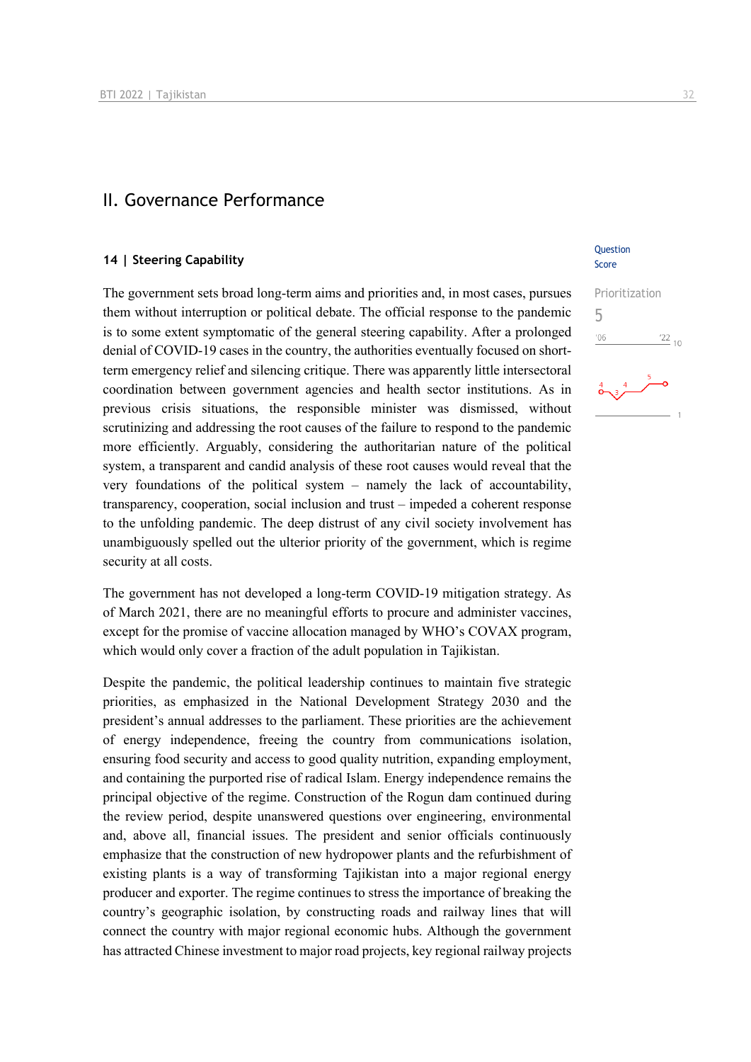## II. Governance Performance

### 14 | Steering Capability

Question Score

Prioritization
5

The government sets broad long-term aims and priorities and, in most cases, pursues them without interruption or political debate. The official response to the pandemic is to some extent symptomatic of the general steering capability. After a prolonged denial of COVID-19 cases in the country, the authorities eventually focused on short-term emergency relief and silencing critique. There was apparently little intersectoral coordination between government agencies and health sector institutions. As in previous crisis situations, the responsible minister was dismissed, without scrutinizing and addressing the root causes of the failure to respond to the pandemic more efficiently. Arguably, considering the authoritarian nature of the political system, a transparent and candid analysis of these root causes would reveal that the very foundations of the political system – namely the lack of accountability, transparency, cooperation, social inclusion and trust – impeded a coherent response to the unfolding pandemic. The deep distrust of any civil society involvement has unambiguously spelled out the ulterior priority of the government, which is regime security at all costs.

The government has not developed a long-term COVID-19 mitigation strategy. As of March 2021, there are no meaningful efforts to procure and administer vaccines, except for the promise of vaccine allocation managed by WHO's COVAX program, which would only cover a fraction of the adult population in Tajikistan.

Despite the pandemic, the political leadership continues to maintain five strategic priorities, as emphasized in the National Development Strategy 2030 and the president's annual addresses to the parliament. These priorities are the achievement of energy independence, freeing the country from communications isolation, ensuring food security and access to good quality nutrition, expanding employment, and containing the purported rise of radical Islam. Energy independence remains the principal objective of the regime. Construction of the Rogun dam continued during the review period, despite unanswered questions over engineering, environmental and, above all, financial issues. The president and senior officials continuously emphasize that the construction of new hydropower plants and the refurbishment of existing plants is a way of transforming Tajikistan into a major regional energy producer and exporter. The regime continues to stress the importance of breaking the country's geographic isolation, by constructing roads and railway lines that will connect the country with major regional economic hubs. Although the government has attracted Chinese investment to major road projects, key regional railway projects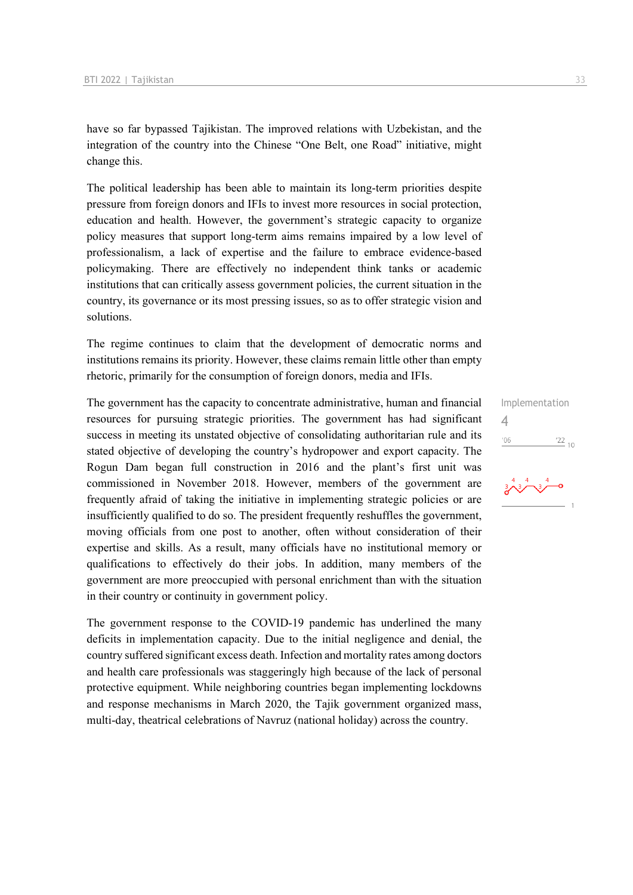have so far bypassed Tajikistan. The improved relations with Uzbekistan, and the integration of the country into the Chinese "One Belt, one Road" initiative, might change this.

The political leadership has been able to maintain its long-term priorities despite pressure from foreign donors and IFIs to invest more resources in social protection, education and health. However, the government's strategic capacity to organize policy measures that support long-term aims remains impaired by a low level of professionalism, a lack of expertise and the failure to embrace evidence-based policymaking. There are effectively no independent think tanks or academic institutions that can critically assess government policies, the current situation in the country, its governance or its most pressing issues, so as to offer strategic vision and solutions.

The regime continues to claim that the development of democratic norms and institutions remains its priority. However, these claims remain little other than empty rhetoric, primarily for the consumption of foreign donors, media and IFIs.

Implementation
4

The government has the capacity to concentrate administrative, human and financial resources for pursuing strategic priorities. The government has had significant success in meeting its unstated objective of consolidating authoritarian rule and its stated objective of developing the country's hydropower and export capacity. The Rogun Dam began full construction in 2016 and the plant's first unit was commissioned in November 2018. However, members of the government are frequently afraid of taking the initiative in implementing strategic policies or are insufficiently qualified to do so. The president frequently reshuffles the government, moving officials from one post to another, often without consideration of their expertise and skills. As a result, many officials have no institutional memory or qualifications to effectively do their jobs. In addition, many members of the government are more preoccupied with personal enrichment than with the situation in their country or continuity in government policy.

The government response to the COVID-19 pandemic has underlined the many deficits in implementation capacity. Due to the initial negligence and denial, the country suffered significant excess death. Infection and mortality rates among doctors and health care professionals was staggeringly high because of the lack of personal protective equipment. While neighboring countries began implementing lockdowns and response mechanisms in March 2020, the Tajik government organized mass, multi-day, theatrical celebrations of Navruz (national holiday) across the country.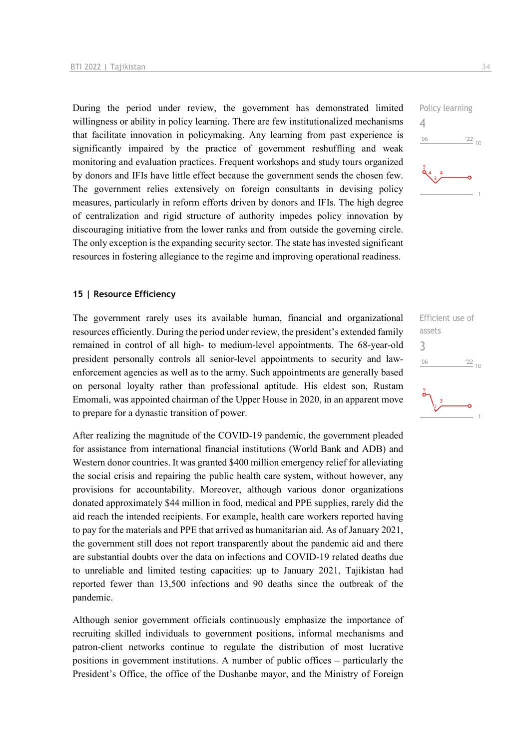During the period under review, the government has demonstrated limited willingness or ability in policy learning. There are few institutionalized mechanisms that facilitate innovation in policymaking. Any learning from past experience is significantly impaired by the practice of government reshuffling and weak monitoring and evaluation practices. Frequent workshops and study tours organized by donors and IFIs have little effect because the government sends the chosen few. The government relies extensively on foreign consultants in devising policy measures, particularly in reform efforts driven by donors and IFIs. The high degree of centralization and rigid structure of authority impedes policy innovation by discouraging initiative from the lower ranks and from outside the governing circle. The only exception is the expanding security sector. The state has invested significant resources in fostering allegiance to the regime and improving operational readiness.

Policy learning
4

## 15 | Resource Efficiency

The government rarely uses its available human, financial and organizational resources efficiently. During the period under review, the president's extended family remained in control of all high- to medium-level appointments. The 68-year-old president personally controls all senior-level appointments to security and law-enforcement agencies as well as to the army. Such appointments are generally based on personal loyalty rather than professional aptitude. His eldest son, Rustam Emomali, was appointed chairman of the Upper House in 2020, in an apparent move to prepare for a dynastic transition of power.

Efficient use of assets
3

After realizing the magnitude of the COVID-19 pandemic, the government pleaded for assistance from international financial institutions (World Bank and ADB) and Western donor countries. It was granted $400 million emergency relief for alleviating the social crisis and repairing the public health care system, without however, any provisions for accountability. Moreover, although various donor organizations donated approximately $44 million in food, medical and PPE supplies, rarely did the aid reach the intended recipients. For example, health care workers reported having to pay for the materials and PPE that arrived as humanitarian aid. As of January 2021, the government still does not report transparently about the pandemic aid and there are substantial doubts over the data on infections and COVID-19 related deaths due to unreliable and limited testing capacities: up to January 2021, Tajikistan had reported fewer than 13,500 infections and 90 deaths since the outbreak of the pandemic.

Although senior government officials continuously emphasize the importance of recruiting skilled individuals to government positions, informal mechanisms and patron-client networks continue to regulate the distribution of most lucrative positions in government institutions. A number of public offices – particularly the President's Office, the office of the Dushanbe mayor, and the Ministry of Foreign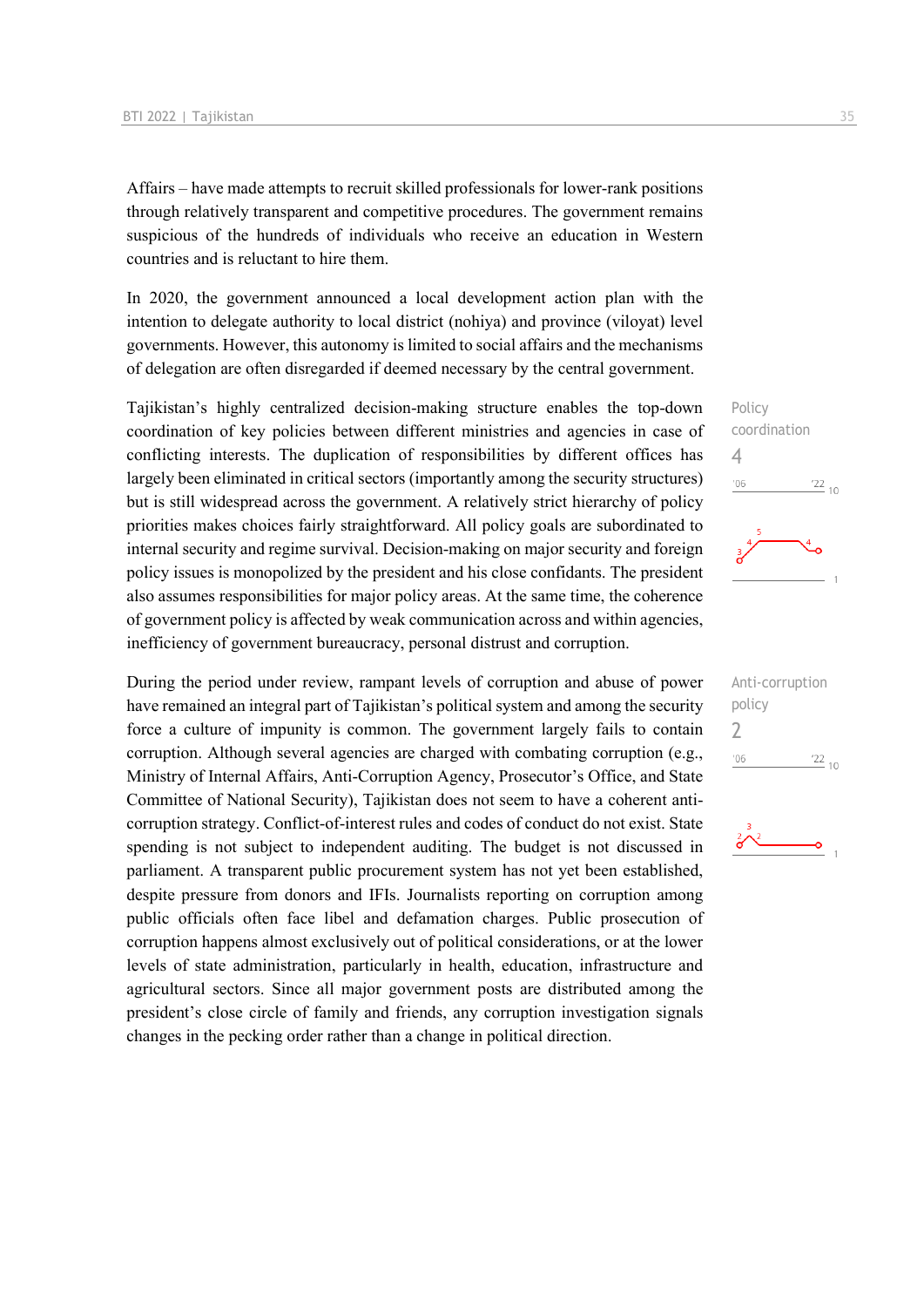Affairs – have made attempts to recruit skilled professionals for lower-rank positions through relatively transparent and competitive procedures. The government remains suspicious of the hundreds of individuals who receive an education in Western countries and is reluctant to hire them.

In 2020, the government announced a local development action plan with the intention to delegate authority to local district (nohiya) and province (viloyat) level governments. However, this autonomy is limited to social affairs and the mechanisms of delegation are often disregarded if deemed necessary by the central government.

Policy coordination
4

Tajikistan's highly centralized decision-making structure enables the top-down coordination of key policies between different ministries and agencies in case of conflicting interests. The duplication of responsibilities by different offices has largely been eliminated in critical sectors (importantly among the security structures) but is still widespread across the government. A relatively strict hierarchy of policy priorities makes choices fairly straightforward. All policy goals are subordinated to internal security and regime survival. Decision-making on major security and foreign policy issues is monopolized by the president and his close confidants. The president also assumes responsibilities for major policy areas. At the same time, the coherence of government policy is affected by weak communication across and within agencies, inefficiency of government bureaucracy, personal distrust and corruption.

Anti-corruption policy
2

During the period under review, rampant levels of corruption and abuse of power have remained an integral part of Tajikistan's political system and among the security force a culture of impunity is common. The government largely fails to contain corruption. Although several agencies are charged with combating corruption (e.g., Ministry of Internal Affairs, Anti-Corruption Agency, Prosecutor's Office, and State Committee of National Security), Tajikistan does not seem to have a coherent anti-corruption strategy. Conflict-of-interest rules and codes of conduct do not exist. State spending is not subject to independent auditing. The budget is not discussed in parliament. A transparent public procurement system has not yet been established, despite pressure from donors and IFIs. Journalists reporting on corruption among public officials often face libel and defamation charges. Public prosecution of corruption happens almost exclusively out of political considerations, or at the lower levels of state administration, particularly in health, education, infrastructure and agricultural sectors. Since all major government posts are distributed among the president's close circle of family and friends, any corruption investigation signals changes in the pecking order rather than a change in political direction.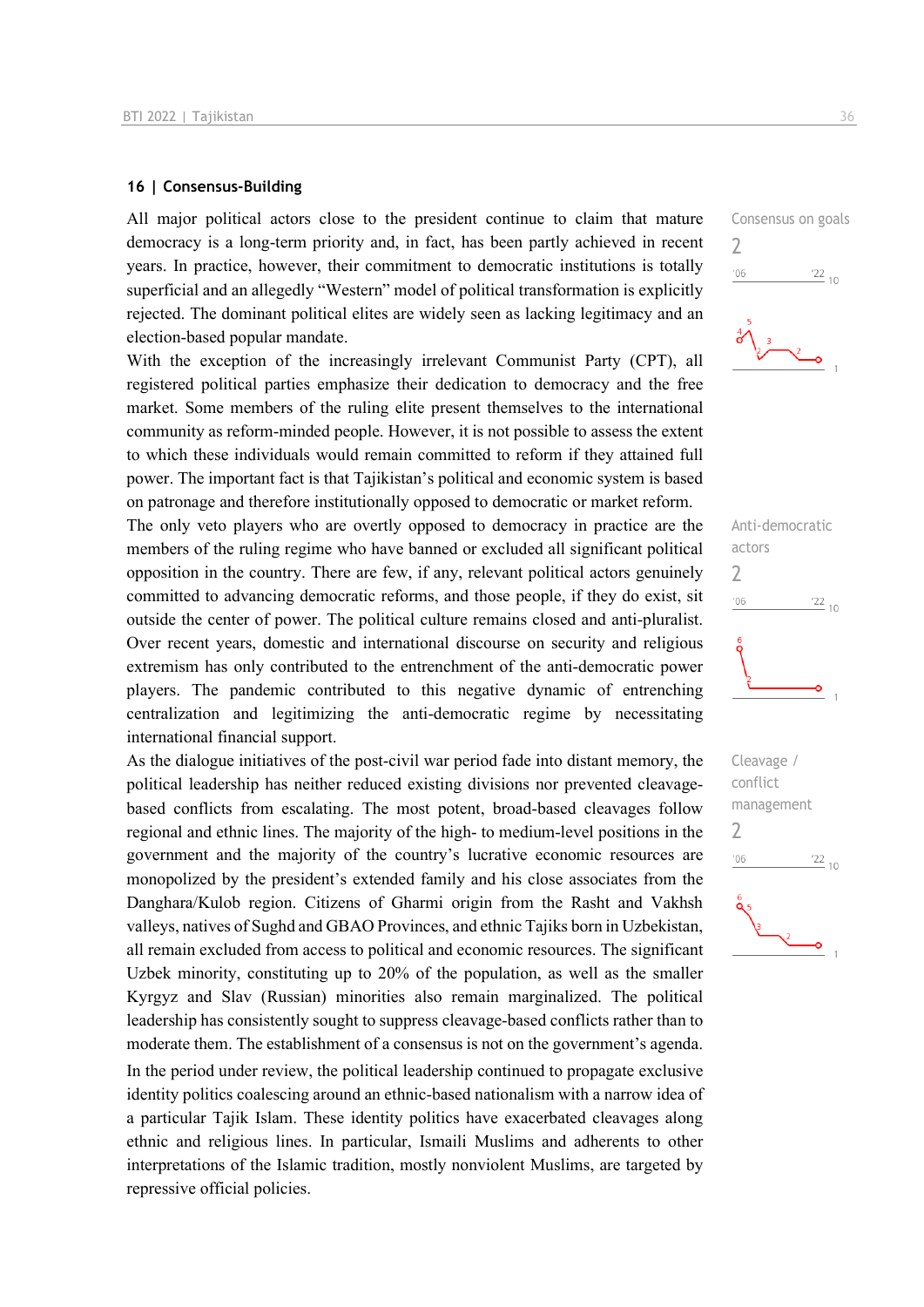## 16 | Consensus-Building

Consensus on goals
2

All major political actors close to the president continue to claim that mature democracy is a long-term priority and, in fact, has been partly achieved in recent years. In practice, however, their commitment to democratic institutions is totally superficial and an allegedly "Western" model of political transformation is explicitly rejected. The dominant political elites are widely seen as lacking legitimacy and an election-based popular mandate.

With the exception of the increasingly irrelevant Communist Party (CPT), all registered political parties emphasize their dedication to democracy and the free market. Some members of the ruling elite present themselves to the international community as reform-minded people. However, it is not possible to assess the extent to which these individuals would remain committed to reform if they attained full power. The important fact is that Tajikistan's political and economic system is based on patronage and therefore institutionally opposed to democratic or market reform.

Anti-democratic actors
2

The only veto players who are overtly opposed to democracy in practice are the members of the ruling regime who have banned or excluded all significant political opposition in the country. There are few, if any, relevant political actors genuinely committed to advancing democratic reforms, and those people, if they do exist, sit outside the center of power. The political culture remains closed and anti-pluralist. Over recent years, domestic and international discourse on security and religious extremism has only contributed to the entrenchment of the anti-democratic power players. The pandemic contributed to this negative dynamic of entrenching centralization and legitimizing the anti-democratic regime by necessitating international financial support.

Cleavage / conflict management
2

As the dialogue initiatives of the post-civil war period fade into distant memory, the political leadership has neither reduced existing divisions nor prevented cleavage-based conflicts from escalating. The most potent, broad-based cleavages follow regional and ethnic lines. The majority of the high- to medium-level positions in the government and the majority of the country's lucrative economic resources are monopolized by the president's extended family and his close associates from the Danghara/Kulob region. Citizens of Gharmi origin from the Rasht and Vakhsh valleys, natives of Sughd and GBAO Provinces, and ethnic Tajiks born in Uzbekistan, all remain excluded from access to political and economic resources. The significant Uzbek minority, constituting up to 20% of the population, as well as the smaller Kyrgyz and Slav (Russian) minorities also remain marginalized. The political leadership has consistently sought to suppress cleavage-based conflicts rather than to moderate them. The establishment of a consensus is not on the government's agenda.

In the period under review, the political leadership continued to propagate exclusive identity politics coalescing around an ethnic-based nationalism with a narrow idea of a particular Tajik Islam. These identity politics have exacerbated cleavages along ethnic and religious lines. In particular, Ismaili Muslims and adherents to other interpretations of the Islamic tradition, mostly nonviolent Muslims, are targeted by repressive official policies.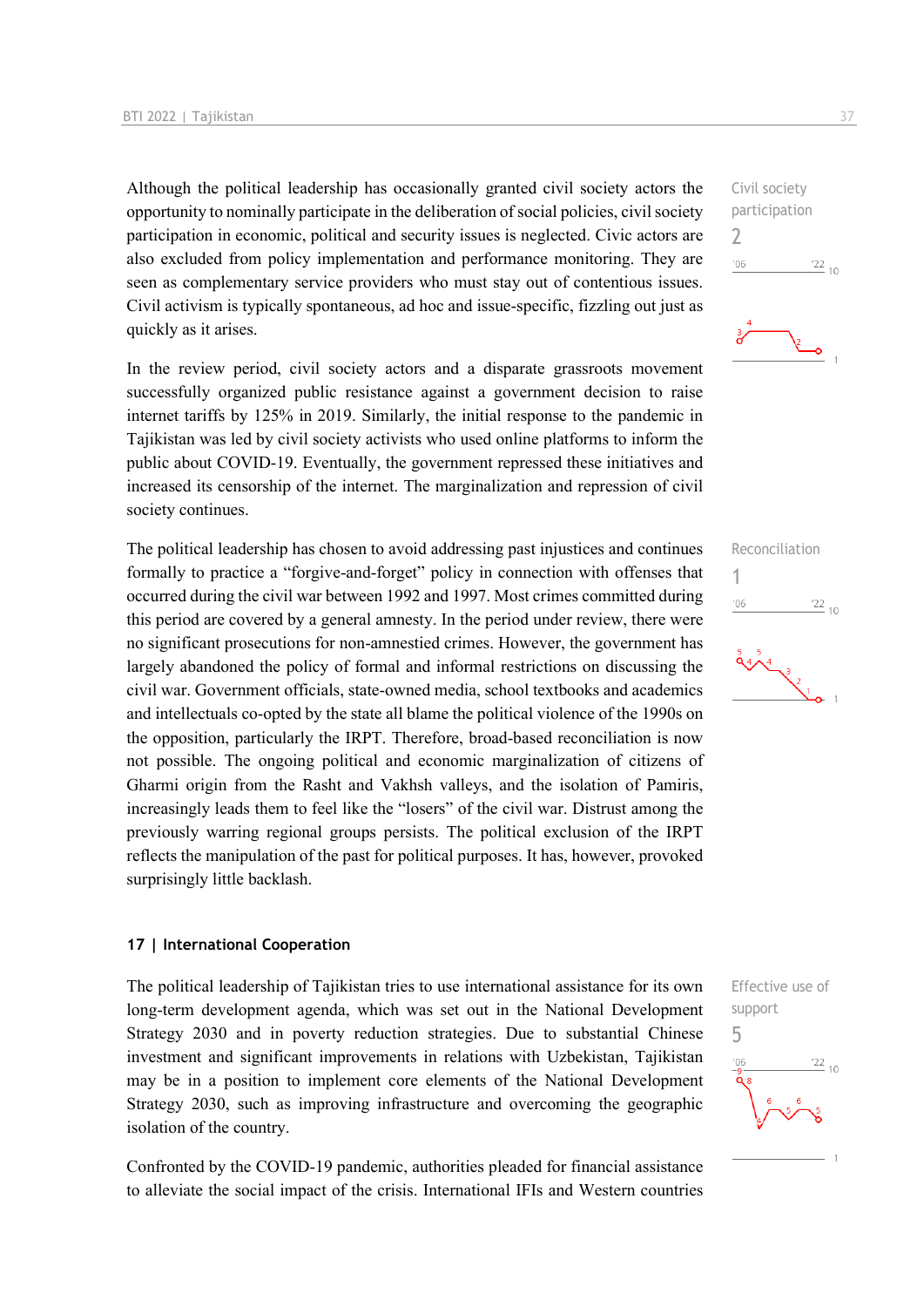Although the political leadership has occasionally granted civil society actors the opportunity to nominally participate in the deliberation of social policies, civil society participation in economic, political and security issues is neglected. Civic actors are also excluded from policy implementation and performance monitoring. They are seen as complementary service providers who must stay out of contentious issues. Civil activism is typically spontaneous, ad hoc and issue-specific, fizzling out just as quickly as it arises.

Civil society participation
2

In the review period, civil society actors and a disparate grassroots movement successfully organized public resistance against a government decision to raise internet tariffs by 125% in 2019. Similarly, the initial response to the pandemic in Tajikistan was led by civil society activists who used online platforms to inform the public about COVID-19. Eventually, the government repressed these initiatives and increased its censorship of the internet. The marginalization and repression of civil society continues.

The political leadership has chosen to avoid addressing past injustices and continues formally to practice a "forgive-and-forget" policy in connection with offenses that occurred during the civil war between 1992 and 1997. Most crimes committed during this period are covered by a general amnesty. In the period under review, there were no significant prosecutions for non-amnestied crimes. However, the government has largely abandoned the policy of formal and informal restrictions on discussing the civil war. Government officials, state-owned media, school textbooks and academics and intellectuals co-opted by the state all blame the political violence of the 1990s on the opposition, particularly the IRPT. Therefore, broad-based reconciliation is now not possible. The ongoing political and economic marginalization of citizens of Gharmi origin from the Rasht and Vakhsh valleys, and the isolation of Pamiris, increasingly leads them to feel like the "losers" of the civil war. Distrust among the previously warring regional groups persists. The political exclusion of the IRPT reflects the manipulation of the past for political purposes. It has, however, provoked surprisingly little backlash.

Reconciliation
1

## 17 | International Cooperation

The political leadership of Tajikistan tries to use international assistance for its own long-term development agenda, which was set out in the National Development Strategy 2030 and in poverty reduction strategies. Due to substantial Chinese investment and significant improvements in relations with Uzbekistan, Tajikistan may be in a position to implement core elements of the National Development Strategy 2030, such as improving infrastructure and overcoming the geographic isolation of the country.

Effective use of support
5

Confronted by the COVID-19 pandemic, authorities pleaded for financial assistance to alleviate the social impact of the crisis. International IFIs and Western countries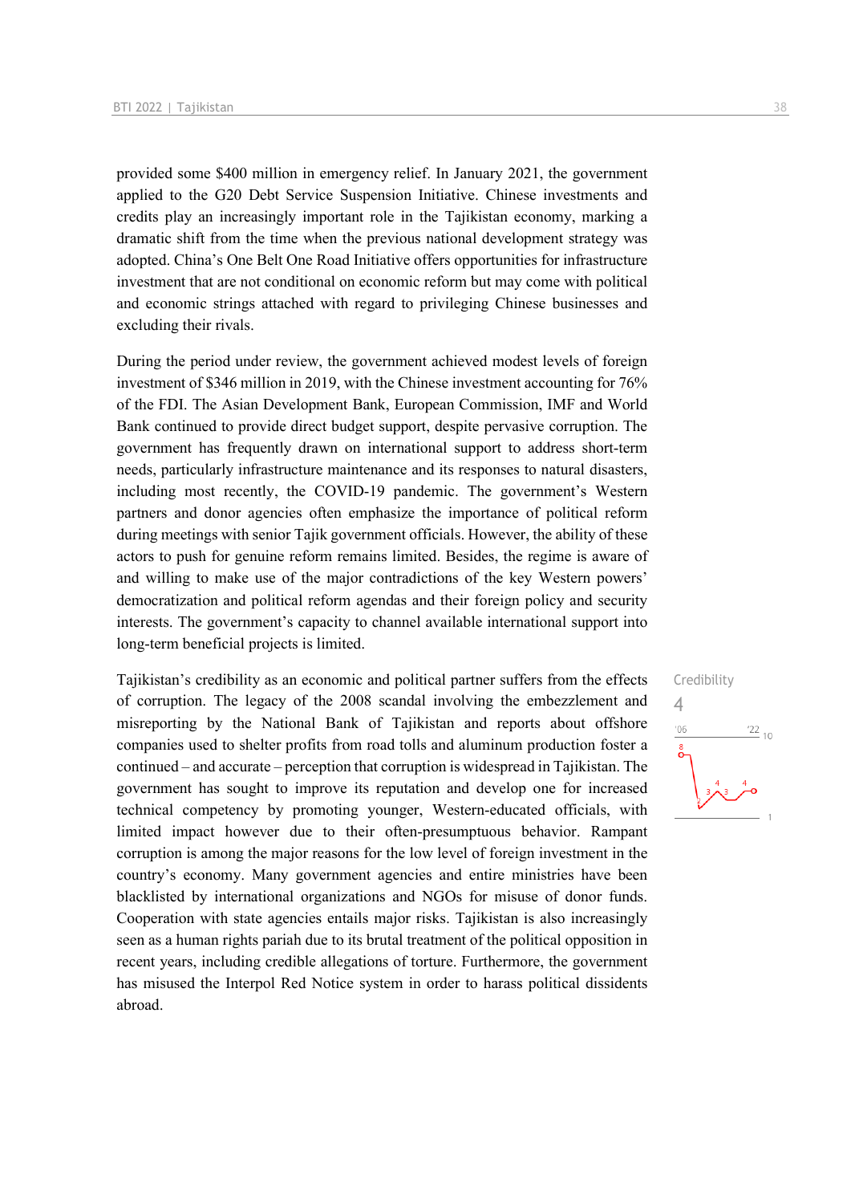provided some $400 million in emergency relief. In January 2021, the government applied to the G20 Debt Service Suspension Initiative. Chinese investments and credits play an increasingly important role in the Tajikistan economy, marking a dramatic shift from the time when the previous national development strategy was adopted. China's One Belt One Road Initiative offers opportunities for infrastructure investment that are not conditional on economic reform but may come with political and economic strings attached with regard to privileging Chinese businesses and excluding their rivals.

During the period under review, the government achieved modest levels of foreign investment of $346 million in 2019, with the Chinese investment accounting for 76% of the FDI. The Asian Development Bank, European Commission, IMF and World Bank continued to provide direct budget support, despite pervasive corruption. The government has frequently drawn on international support to address short-term needs, particularly infrastructure maintenance and its responses to natural disasters, including most recently, the COVID-19 pandemic. The government's Western partners and donor agencies often emphasize the importance of political reform during meetings with senior Tajik government officials. However, the ability of these actors to push for genuine reform remains limited. Besides, the regime is aware of and willing to make use of the major contradictions of the key Western powers' democratization and political reform agendas and their foreign policy and security interests. The government's capacity to channel available international support into long-term beneficial projects is limited.

Credibility
4

Tajikistan's credibility as an economic and political partner suffers from the effects of corruption. The legacy of the 2008 scandal involving the embezzlement and misreporting by the National Bank of Tajikistan and reports about offshore companies used to shelter profits from road tolls and aluminum production foster a continued – and accurate – perception that corruption is widespread in Tajikistan. The government has sought to improve its reputation and develop one for increased technical competency by promoting younger, Western-educated officials, with limited impact however due to their often-presumptuous behavior. Rampant corruption is among the major reasons for the low level of foreign investment in the country's economy. Many government agencies and entire ministries have been blacklisted by international organizations and NGOs for misuse of donor funds. Cooperation with state agencies entails major risks. Tajikistan is also increasingly seen as a human rights pariah due to its brutal treatment of the political opposition in recent years, including credible allegations of torture. Furthermore, the government has misused the Interpol Red Notice system in order to harass political dissidents abroad.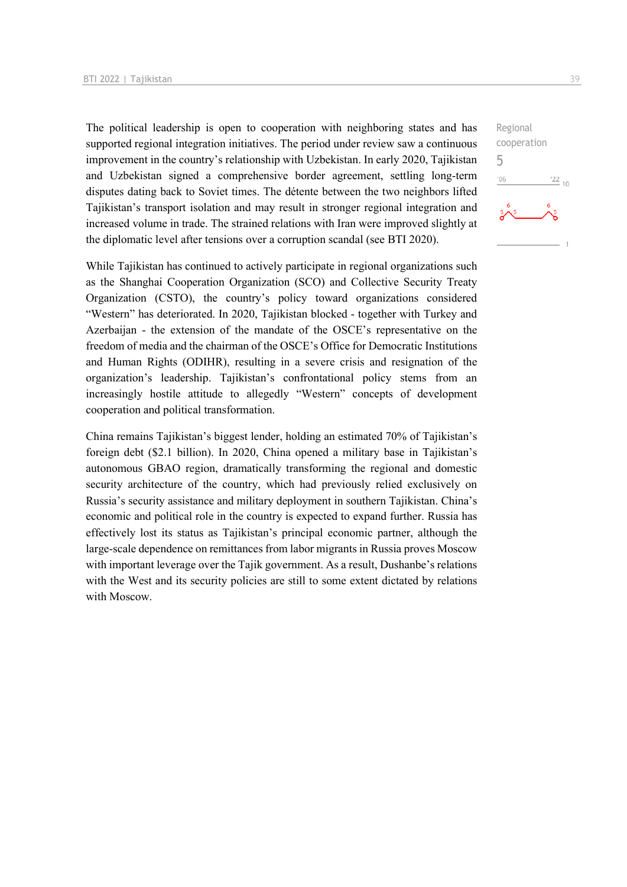Regional cooperation

5

The political leadership is open to cooperation with neighboring states and has supported regional integration initiatives. The period under review saw a continuous improvement in the country's relationship with Uzbekistan. In early 2020, Tajikistan and Uzbekistan signed a comprehensive border agreement, settling long-term disputes dating back to Soviet times. The détente between the two neighbors lifted Tajikistan's transport isolation and may result in stronger regional integration and increased volume in trade. The strained relations with Iran were improved slightly at the diplomatic level after tensions over a corruption scandal (see BTI 2020).

While Tajikistan has continued to actively participate in regional organizations such as the Shanghai Cooperation Organization (SCO) and Collective Security Treaty Organization (CSTO), the country's policy toward organizations considered "Western" has deteriorated. In 2020, Tajikistan blocked - together with Turkey and Azerbaijan - the extension of the mandate of the OSCE's representative on the freedom of media and the chairman of the OSCE's Office for Democratic Institutions and Human Rights (ODIHR), resulting in a severe crisis and resignation of the organization's leadership. Tajikistan's confrontational policy stems from an increasingly hostile attitude to allegedly "Western" concepts of development cooperation and political transformation.

China remains Tajikistan's biggest lender, holding an estimated 70% of Tajikistan's foreign debt ($2.1 billion). In 2020, China opened a military base in Tajikistan's autonomous GBAO region, dramatically transforming the regional and domestic security architecture of the country, which had previously relied exclusively on Russia's security assistance and military deployment in southern Tajikistan. China's economic and political role in the country is expected to expand further. Russia has effectively lost its status as Tajikistan's principal economic partner, although the large-scale dependence on remittances from labor migrants in Russia proves Moscow with important leverage over the Tajik government. As a result, Dushanbe's relations with the West and its security policies are still to some extent dictated by relations with Moscow.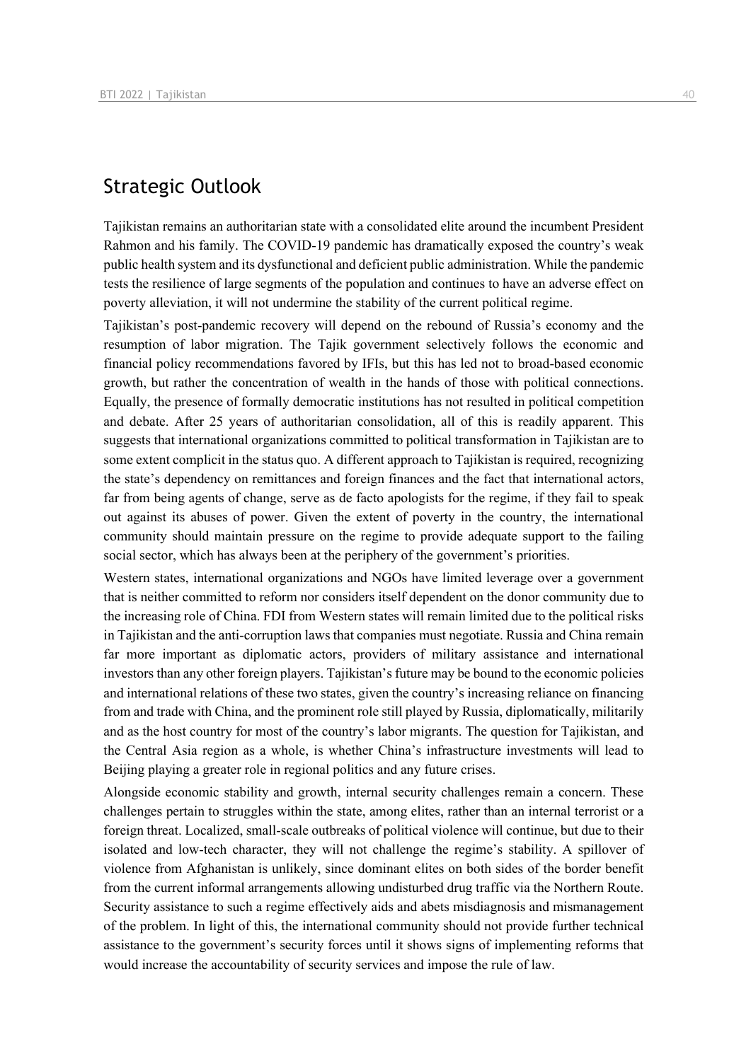## Strategic Outlook

Tajikistan remains an authoritarian state with a consolidated elite around the incumbent President Rahmon and his family. The COVID-19 pandemic has dramatically exposed the country's weak public health system and its dysfunctional and deficient public administration. While the pandemic tests the resilience of large segments of the population and continues to have an adverse effect on poverty alleviation, it will not undermine the stability of the current political regime.

Tajikistan's post-pandemic recovery will depend on the rebound of Russia's economy and the resumption of labor migration. The Tajik government selectively follows the economic and financial policy recommendations favored by IFIs, but this has led not to broad-based economic growth, but rather the concentration of wealth in the hands of those with political connections. Equally, the presence of formally democratic institutions has not resulted in political competition and debate. After 25 years of authoritarian consolidation, all of this is readily apparent. This suggests that international organizations committed to political transformation in Tajikistan are to some extent complicit in the status quo. A different approach to Tajikistan is required, recognizing the state's dependency on remittances and foreign finances and the fact that international actors, far from being agents of change, serve as de facto apologists for the regime, if they fail to speak out against its abuses of power. Given the extent of poverty in the country, the international community should maintain pressure on the regime to provide adequate support to the failing social sector, which has always been at the periphery of the government's priorities.

Western states, international organizations and NGOs have limited leverage over a government that is neither committed to reform nor considers itself dependent on the donor community due to the increasing role of China. FDI from Western states will remain limited due to the political risks in Tajikistan and the anti-corruption laws that companies must negotiate. Russia and China remain far more important as diplomatic actors, providers of military assistance and international investors than any other foreign players. Tajikistan's future may be bound to the economic policies and international relations of these two states, given the country's increasing reliance on financing from and trade with China, and the prominent role still played by Russia, diplomatically, militarily and as the host country for most of the country's labor migrants. The question for Tajikistan, and the Central Asia region as a whole, is whether China's infrastructure investments will lead to Beijing playing a greater role in regional politics and any future crises.

Alongside economic stability and growth, internal security challenges remain a concern. These challenges pertain to struggles within the state, among elites, rather than an internal terrorist or a foreign threat. Localized, small-scale outbreaks of political violence will continue, but due to their isolated and low-tech character, they will not challenge the regime's stability. A spillover of violence from Afghanistan is unlikely, since dominant elites on both sides of the border benefit from the current informal arrangements allowing undisturbed drug traffic via the Northern Route. Security assistance to such a regime effectively aids and abets misdiagnosis and mismanagement of the problem. In light of this, the international community should not provide further technical assistance to the government's security forces until it shows signs of implementing reforms that would increase the accountability of security services and impose the rule of law.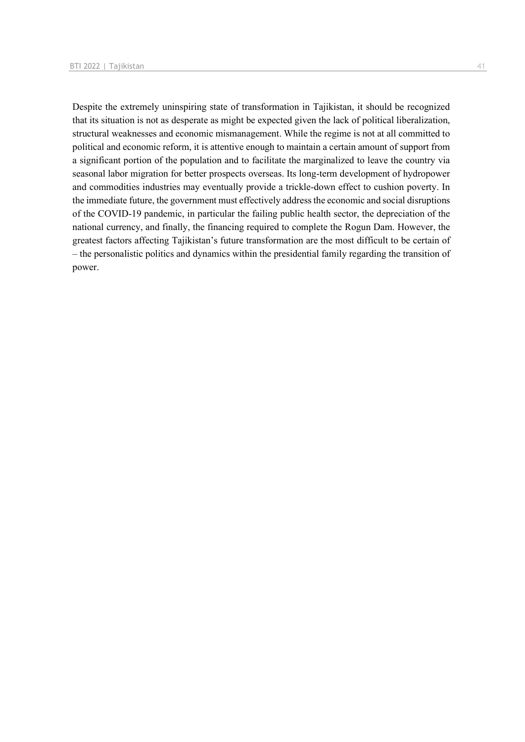Despite the extremely uninspiring state of transformation in Tajikistan, it should be recognized that its situation is not as desperate as might be expected given the lack of political liberalization, structural weaknesses and economic mismanagement. While the regime is not at all committed to political and economic reform, it is attentive enough to maintain a certain amount of support from a significant portion of the population and to facilitate the marginalized to leave the country via seasonal labor migration for better prospects overseas. Its long-term development of hydropower and commodities industries may eventually provide a trickle-down effect to cushion poverty. In the immediate future, the government must effectively address the economic and social disruptions of the COVID-19 pandemic, in particular the failing public health sector, the depreciation of the national currency, and finally, the financing required to complete the Rogun Dam. However, the greatest factors affecting Tajikistan's future transformation are the most difficult to be certain of – the personalistic politics and dynamics within the presidential family regarding the transition of power.